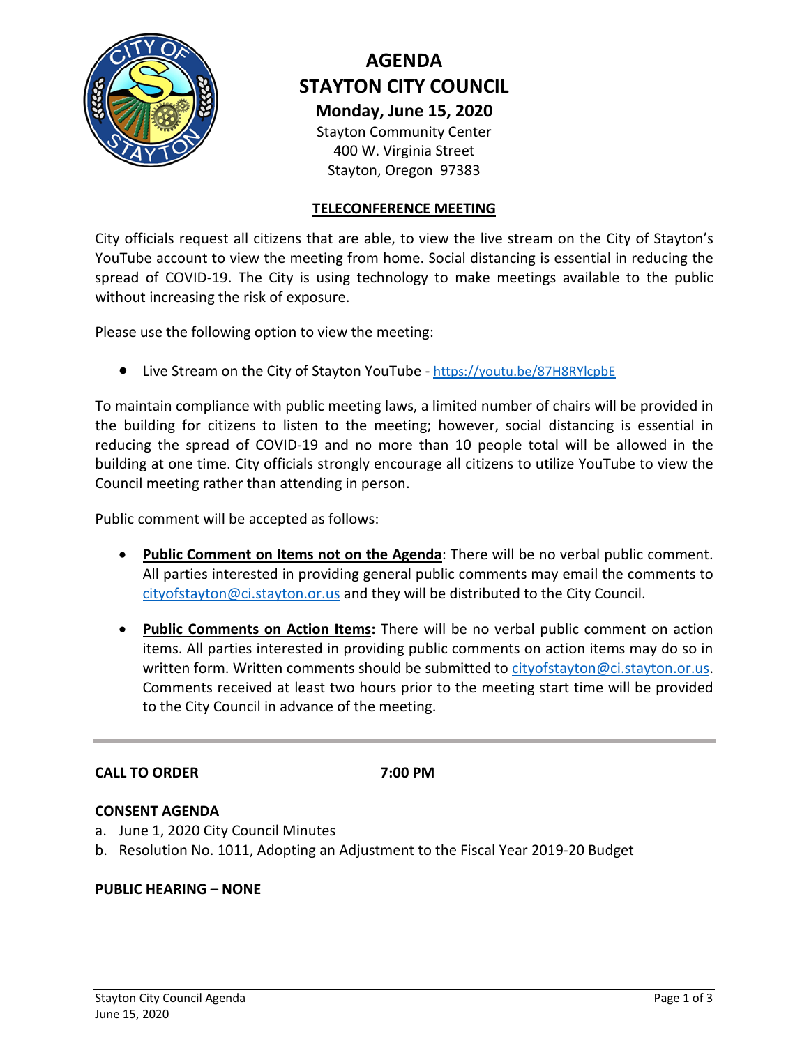# AGENDA
# STAYTON CITY COUNCIL

**Monday, June 15, 2020**

Stayton Community Center
400 W. Virginia Street
Stayton, Oregon 97383

**TELECONFERENCE MEETING**

City officials request all citizens that are able, to view the live stream on the City of Stayton's YouTube account to view the meeting from home. Social distancing is essential in reducing the spread of COVID-19. The City is using technology to make meetings available to the public without increasing the risk of exposure.

Please use the following option to view the meeting:

- Live Stream on the City of Stayton YouTube - https://youtu.be/87H8RYlcpbE

To maintain compliance with public meeting laws, a limited number of chairs will be provided in the building for citizens to listen to the meeting; however, social distancing is essential in reducing the spread of COVID-19 and no more than 10 people total will be allowed in the building at one time. City officials strongly encourage all citizens to utilize YouTube to view the Council meeting rather than attending in person.

Public comment will be accepted as follows:

- **Public Comment on Items not on the Agenda**: There will be no verbal public comment. All parties interested in providing general public comments may email the comments to cityofstayton@ci.stayton.or.us and they will be distributed to the City Council.
- **Public Comments on Action Items:** There will be no verbal public comment on action items. All parties interested in providing public comments on action items may do so in written form. Written comments should be submitted to cityofstayton@ci.stayton.or.us. Comments received at least two hours prior to the meeting start time will be provided to the City Council in advance of the meeting.

---

**CALL TO ORDER** **7:00 PM**

**CONSENT AGENDA**

a. June 1, 2020 City Council Minutes
b. Resolution No. 1011, Adopting an Adjustment to the Fiscal Year 2019-20 Budget

**PUBLIC HEARING – NONE**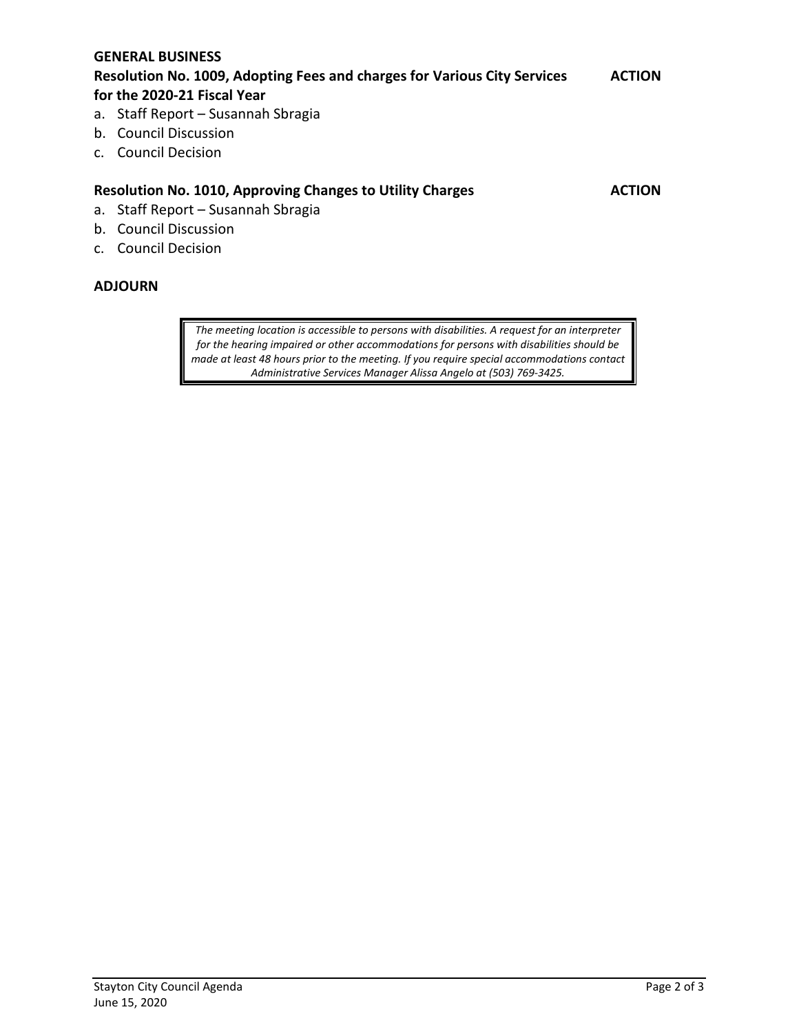## GENERAL BUSINESS

**Resolution No. 1009, Adopting Fees and charges for Various City Services for the 2020-21 Fiscal Year** **ACTION**

a. Staff Report – Susannah Sbragia
b. Council Discussion
c. Council Decision

**Resolution No. 1010, Approving Changes to Utility Charges** **ACTION**

a. Staff Report – Susannah Sbragia
b. Council Discussion
c. Council Decision

## ADJOURN

*The meeting location is accessible to persons with disabilities. A request for an interpreter for the hearing impaired or other accommodations for persons with disabilities should be made at least 48 hours prior to the meeting. If you require special accommodations contact Administrative Services Manager Alissa Angelo at (503) 769-3425.*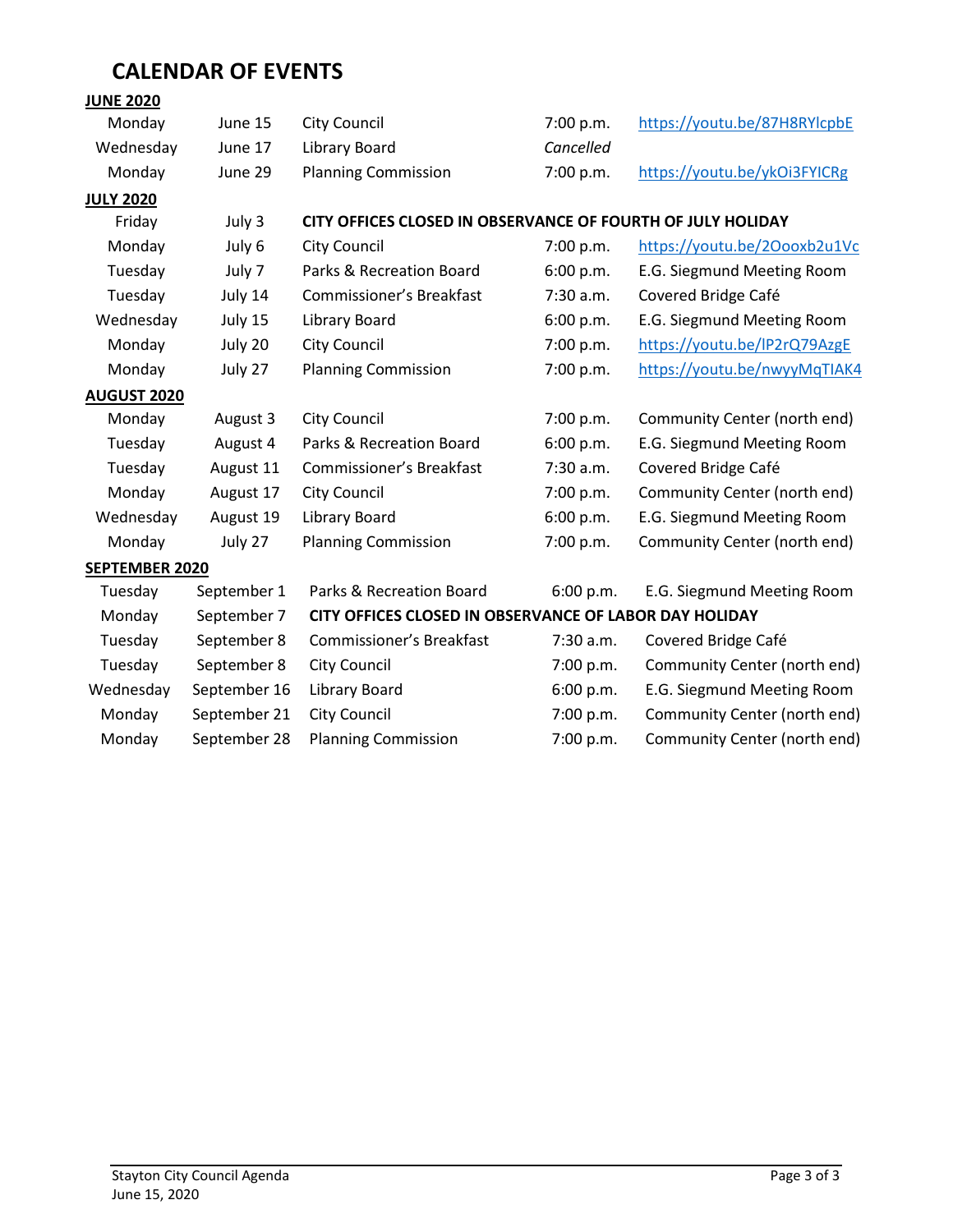# CALENDAR OF EVENTS

**JUNE 2020**

| | | | | |
|---|---|---|---|---|
| Monday | June 15 | City Council | 7:00 p.m. | https://youtu.be/87H8RYlcpbE |
| Wednesday | June 17 | Library Board | *Cancelled* | |
| Monday | June 29 | Planning Commission | 7:00 p.m. | https://youtu.be/ykOi3FYICRg |

**JULY 2020**

| | | | | |
|---|---|---|---|---|
| Friday | July 3 | **CITY OFFICES CLOSED IN OBSERVANCE OF FOURTH OF JULY HOLIDAY** | | |
| Monday | July 6 | City Council | 7:00 p.m. | https://youtu.be/2Oooxb2u1Vc |
| Tuesday | July 7 | Parks & Recreation Board | 6:00 p.m. | E.G. Siegmund Meeting Room |
| Tuesday | July 14 | Commissioner's Breakfast | 7:30 a.m. | Covered Bridge Café |
| Wednesday | July 15 | Library Board | 6:00 p.m. | E.G. Siegmund Meeting Room |
| Monday | July 20 | City Council | 7:00 p.m. | https://youtu.be/lP2rQ79AzgE |
| Monday | July 27 | Planning Commission | 7:00 p.m. | https://youtu.be/nwyyMqTIAK4 |

**AUGUST 2020**

| | | | | |
|---|---|---|---|---|
| Monday | August 3 | City Council | 7:00 p.m. | Community Center (north end) |
| Tuesday | August 4 | Parks & Recreation Board | 6:00 p.m. | E.G. Siegmund Meeting Room |
| Tuesday | August 11 | Commissioner's Breakfast | 7:30 a.m. | Covered Bridge Café |
| Monday | August 17 | City Council | 7:00 p.m. | Community Center (north end) |
| Wednesday | August 19 | Library Board | 6:00 p.m. | E.G. Siegmund Meeting Room |
| Monday | July 27 | Planning Commission | 7:00 p.m. | Community Center (north end) |

**SEPTEMBER 2020**

| | | | | |
|---|---|---|---|---|
| Tuesday | September 1 | Parks & Recreation Board | 6:00 p.m. | E.G. Siegmund Meeting Room |
| Monday | September 7 | **CITY OFFICES CLOSED IN OBSERVANCE OF LABOR DAY HOLIDAY** | | |
| Tuesday | September 8 | Commissioner's Breakfast | 7:30 a.m. | Covered Bridge Café |
| Tuesday | September 8 | City Council | 7:00 p.m. | Community Center (north end) |
| Wednesday | September 16 | Library Board | 6:00 p.m. | E.G. Siegmund Meeting Room |
| Monday | September 21 | City Council | 7:00 p.m. | Community Center (north end) |
| Monday | September 28 | Planning Commission | 7:00 p.m. | Community Center (north end) |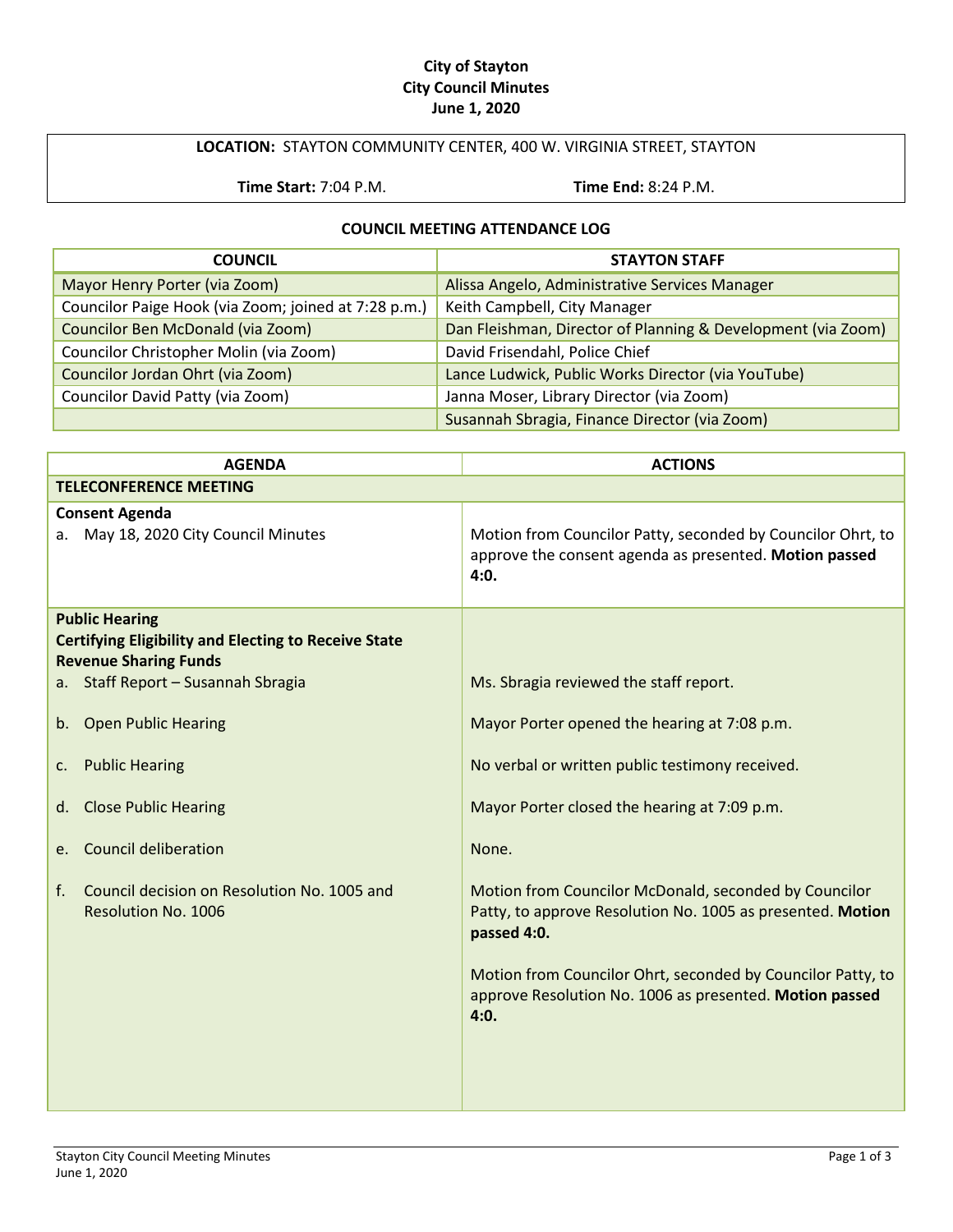**City of Stayton**
**City Council Minutes**
**June 1, 2020**

| **LOCATION:** STAYTON COMMUNITY CENTER, 400 W. VIRGINIA STREET, STAYTON | |
|---|---|
| **Time Start:** 7:04 P.M. | **Time End:** 8:24 P.M. |

**COUNCIL MEETING ATTENDANCE LOG**

| COUNCIL | STAYTON STAFF |
|---|---|
| Mayor Henry Porter (via Zoom) | Alissa Angelo, Administrative Services Manager |
| Councilor Paige Hook (via Zoom; joined at 7:28 p.m.) | Keith Campbell, City Manager |
| Councilor Ben McDonald (via Zoom) | Dan Fleishman, Director of Planning & Development (via Zoom) |
| Councilor Christopher Molin (via Zoom) | David Frisendahl, Police Chief |
| Councilor Jordan Ohrt (via Zoom) | Lance Ludwick, Public Works Director (via YouTube) |
| Councilor David Patty (via Zoom) | Janna Moser, Library Director (via Zoom) |
| | Susannah Sbragia, Finance Director (via Zoom) |

| AGENDA | ACTIONS |
|---|---|
| **TELECONFERENCE MEETING** | |
| **Consent Agenda**<br>a. May 18, 2020 City Council Minutes | Motion from Councilor Patty, seconded by Councilor Ohrt, to approve the consent agenda as presented. **Motion passed 4:0.** |
| **Public Hearing**<br>**Certifying Eligibility and Electing to Receive State Revenue Sharing Funds** | |
| a. Staff Report – Susannah Sbragia | Ms. Sbragia reviewed the staff report. |
| b. Open Public Hearing | Mayor Porter opened the hearing at 7:08 p.m. |
| c. Public Hearing | No verbal or written public testimony received. |
| d. Close Public Hearing | Mayor Porter closed the hearing at 7:09 p.m. |
| e. Council deliberation | None. |
| f. Council decision on Resolution No. 1005 and Resolution No. 1006 | Motion from Councilor McDonald, seconded by Councilor Patty, to approve Resolution No. 1005 as presented. **Motion passed 4:0.**<br><br>Motion from Councilor Ohrt, seconded by Councilor Patty, to approve Resolution No. 1006 as presented. **Motion passed 4:0.** |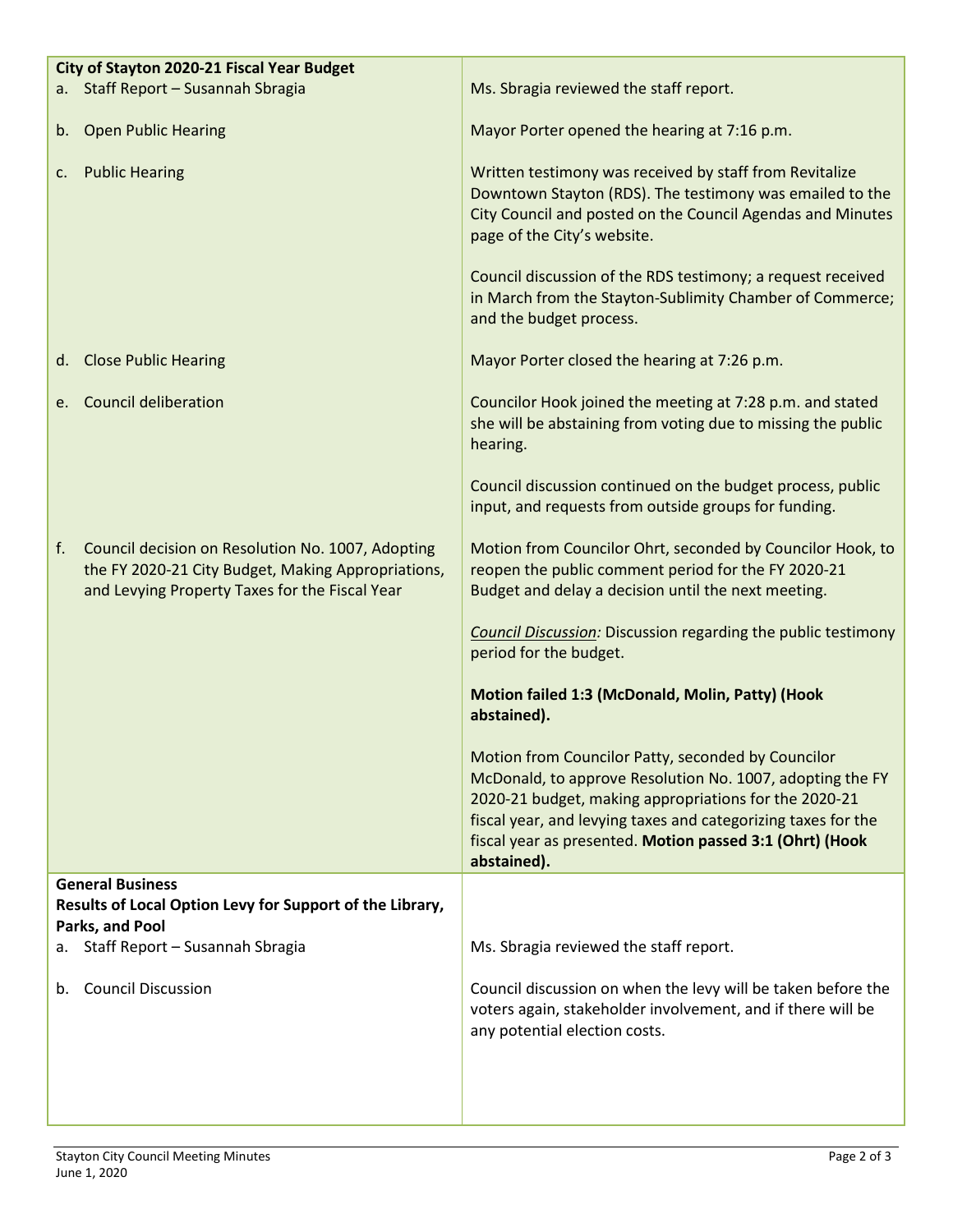| City of Stayton 2020-21 Fiscal Year Budget | |
|---|---|
| a. Staff Report – Susannah Sbragia | Ms. Sbragia reviewed the staff report. |
| b. Open Public Hearing | Mayor Porter opened the hearing at 7:16 p.m. |
| c. Public Hearing | Written testimony was received by staff from Revitalize Downtown Stayton (RDS). The testimony was emailed to the City Council and posted on the Council Agendas and Minutes page of the City's website.<br><br>Council discussion of the RDS testimony; a request received in March from the Stayton-Sublimity Chamber of Commerce; and the budget process. |
| d. Close Public Hearing | Mayor Porter closed the hearing at 7:26 p.m. |
| e. Council deliberation | Councilor Hook joined the meeting at 7:28 p.m. and stated she will be abstaining from voting due to missing the public hearing.<br><br>Council discussion continued on the budget process, public input, and requests from outside groups for funding. |
| f. Council decision on Resolution No. 1007, Adopting the FY 2020-21 City Budget, Making Appropriations, and Levying Property Taxes for the Fiscal Year | Motion from Councilor Ohrt, seconded by Councilor Hook, to reopen the public comment period for the FY 2020-21 Budget and delay a decision until the next meeting.<br><br>*Council Discussion:* Discussion regarding the public testimony period for the budget.<br><br>**Motion failed 1:3 (McDonald, Molin, Patty) (Hook abstained).**<br><br>Motion from Councilor Patty, seconded by Councilor McDonald, to approve Resolution No. 1007, adopting the FY 2020-21 budget, making appropriations for the 2020-21 fiscal year, and levying taxes and categorizing taxes for the fiscal year as presented. **Motion passed 3:1 (Ohrt) (Hook abstained).** |
| **General Business**<br>**Results of Local Option Levy for Support of the Library, Parks, and Pool** | |
| a. Staff Report – Susannah Sbragia | Ms. Sbragia reviewed the staff report. |
| b. Council Discussion | Council discussion on when the levy will be taken before the voters again, stakeholder involvement, and if there will be any potential election costs. |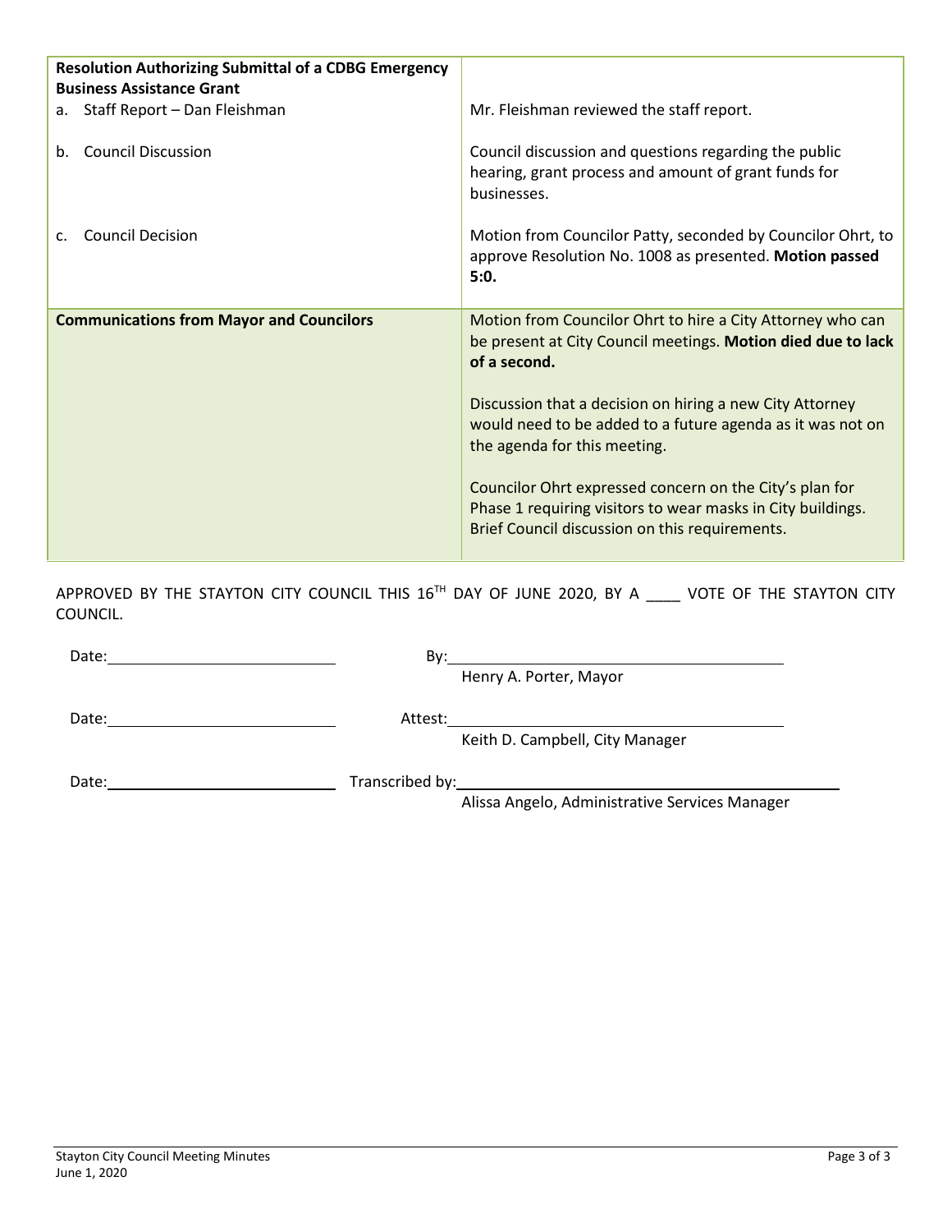| | |
|---|---|
| **Resolution Authorizing Submittal of a CDBG Emergency Business Assistance Grant** | |
| a. Staff Report – Dan Fleishman | Mr. Fleishman reviewed the staff report. |
| b. Council Discussion | Council discussion and questions regarding the public hearing, grant process and amount of grant funds for businesses. |
| c. Council Decision | Motion from Councilor Patty, seconded by Councilor Ohrt, to approve Resolution No. 1008 as presented. **Motion passed 5:0.** |
| **Communications from Mayor and Councilors** | Motion from Councilor Ohrt to hire a City Attorney who can be present at City Council meetings. **Motion died due to lack of a second.**<br><br>Discussion that a decision on hiring a new City Attorney would need to be added to a future agenda as it was not on the agenda for this meeting.<br><br>Councilor Ohrt expressed concern on the City's plan for Phase 1 requiring visitors to wear masks in City buildings. Brief Council discussion on this requirements. |

APPROVED BY THE STAYTON CITY COUNCIL THIS 16TH DAY OF JUNE 2020, BY A ____ VOTE OF THE STAYTON CITY COUNCIL.

Date: ____________________ By: ______________________________
Henry A. Porter, Mayor

Date: ____________________ Attest: ______________________________
Keith D. Campbell, City Manager

Date: ____________________ Transcribed by: ______________________________
Alissa Angelo, Administrative Services Manager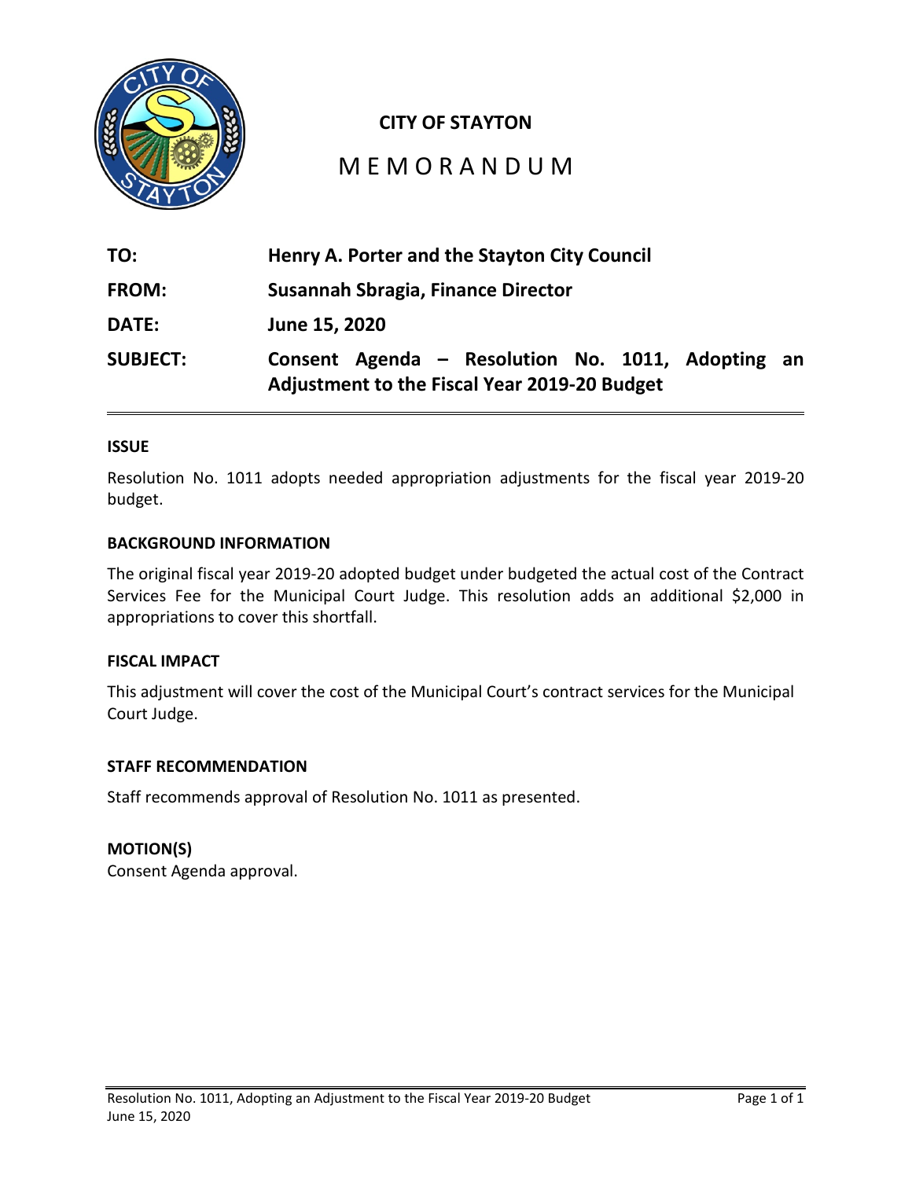**CITY OF STAYTON**

# MEMORANDUM

| | |
|---|---|
| **TO:** | **Henry A. Porter and the Stayton City Council** |
| **FROM:** | **Susannah Sbragia, Finance Director** |
| **DATE:** | **June 15, 2020** |
| **SUBJECT:** | **Consent Agenda – Resolution No. 1011, Adopting an Adjustment to the Fiscal Year 2019-20 Budget** |

---

**ISSUE**

Resolution No. 1011 adopts needed appropriation adjustments for the fiscal year 2019-20 budget.

**BACKGROUND INFORMATION**

The original fiscal year 2019-20 adopted budget under budgeted the actual cost of the Contract Services Fee for the Municipal Court Judge. This resolution adds an additional $2,000 in appropriations to cover this shortfall.

**FISCAL IMPACT**

This adjustment will cover the cost of the Municipal Court's contract services for the Municipal Court Judge.

**STAFF RECOMMENDATION**

Staff recommends approval of Resolution No. 1011 as presented.

**MOTION(S)**

Consent Agenda approval.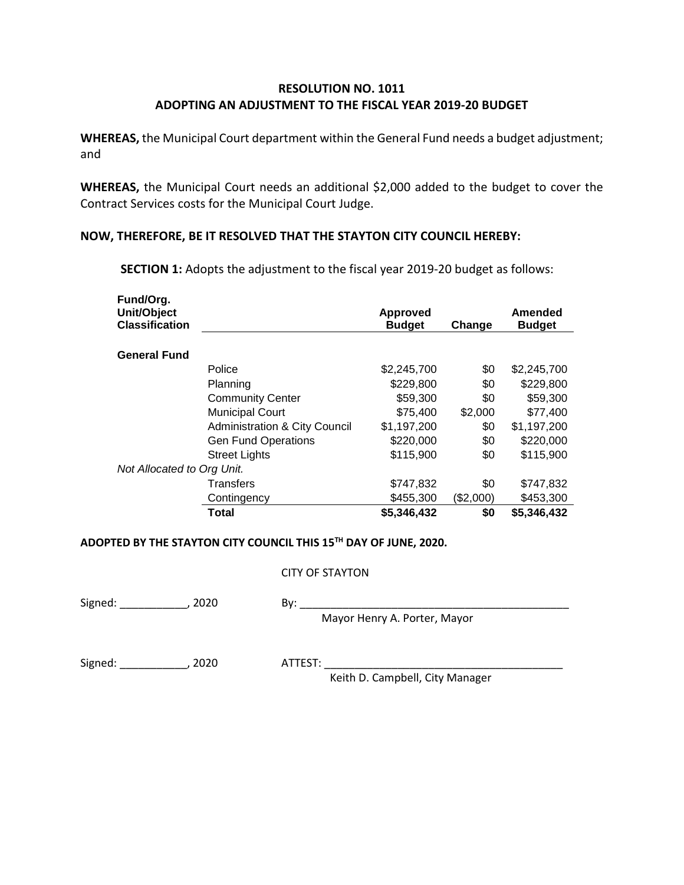**RESOLUTION NO. 1011**
**ADOPTING AN ADJUSTMENT TO THE FISCAL YEAR 2019-20 BUDGET**

**WHEREAS,** the Municipal Court department within the General Fund needs a budget adjustment; and

**WHEREAS,** the Municipal Court needs an additional $2,000 added to the budget to cover the Contract Services costs for the Municipal Court Judge.

**NOW, THEREFORE, BE IT RESOLVED THAT THE STAYTON CITY COUNCIL HEREBY:**

**SECTION 1:** Adopts the adjustment to the fiscal year 2019-20 budget as follows:

| Fund/Org. Unit/Object Classification | | Approved Budget | Change | Amended Budget |
|---|---|---|---|---|
| **General Fund** | | | | |
| | Police | $2,245,700 | $0 | $2,245,700 |
| | Planning | $229,800 | $0 | $229,800 |
| | Community Center | $59,300 | $0 | $59,300 |
| | Municipal Court | $75,400 | $2,000 | $77,400 |
| | Administration & City Council | $1,197,200 | $0 | $1,197,200 |
| | Gen Fund Operations | $220,000 | $0 | $220,000 |
| | Street Lights | $115,900 | $0 | $115,900 |
| *Not Allocated to Org Unit.* | | | | |
| | Transfers | $747,832 | $0 | $747,832 |
| | Contingency | $455,300 | ($2,000) | $453,300 |
| | **Total** | **$5,346,432** | **$0** | **$5,346,432** |

**ADOPTED BY THE STAYTON CITY COUNCIL THIS 15TH DAY OF JUNE, 2020.**

CITY OF STAYTON

Signed: ___________, 2020 By: _____________________________________________

Mayor Henry A. Porter, Mayor

Signed: ___________, 2020 ATTEST: _________________________________________

Keith D. Campbell, City Manager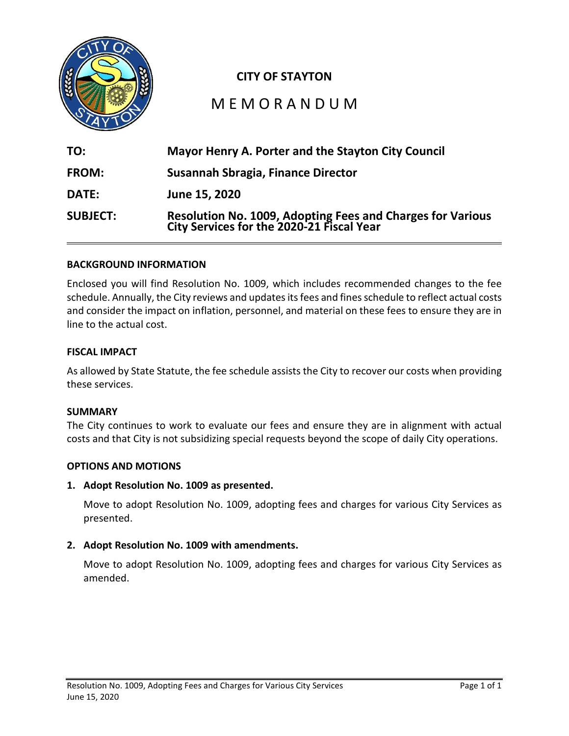# CITY OF STAYTON

## MEMORANDUM

**TO:** **Mayor Henry A. Porter and the Stayton City Council**

**FROM:** **Susannah Sbragia, Finance Director**

**DATE:** **June 15, 2020**

**SUBJECT:** **Resolution No. 1009, Adopting Fees and Charges for Various City Services for the 2020-21 Fiscal Year**

---

**BACKGROUND INFORMATION**

Enclosed you will find Resolution No. 1009, which includes recommended changes to the fee schedule. Annually, the City reviews and updates its fees and fines schedule to reflect actual costs and consider the impact on inflation, personnel, and material on these fees to ensure they are in line to the actual cost.

**FISCAL IMPACT**

As allowed by State Statute, the fee schedule assists the City to recover our costs when providing these services.

**SUMMARY**

The City continues to work to evaluate our fees and ensure they are in alignment with actual costs and that City is not subsidizing special requests beyond the scope of daily City operations.

**OPTIONS AND MOTIONS**

1. **Adopt Resolution No. 1009 as presented.**

   Move to adopt Resolution No. 1009, adopting fees and charges for various City Services as presented.

2. **Adopt Resolution No. 1009 with amendments.**

   Move to adopt Resolution No. 1009, adopting fees and charges for various City Services as amended.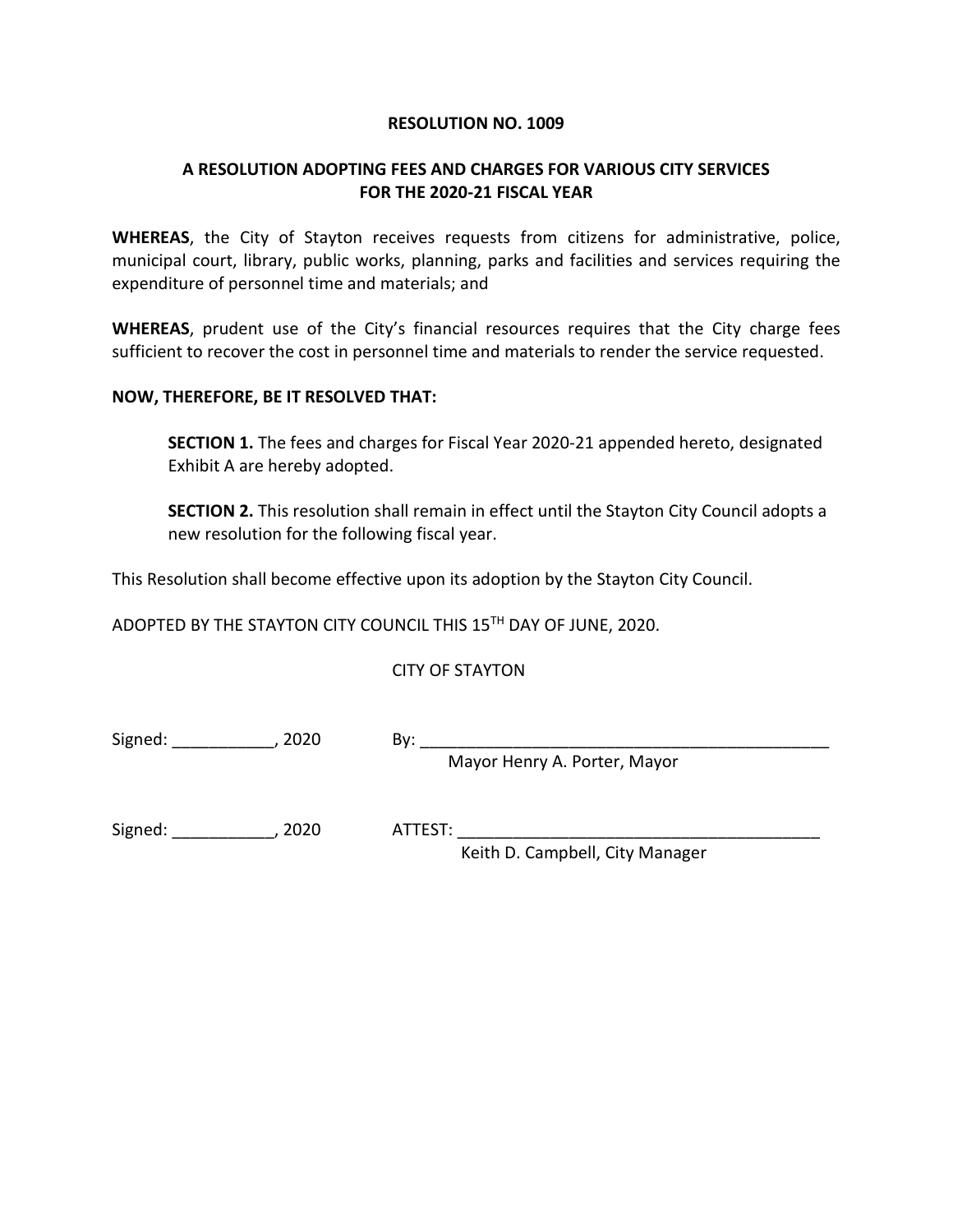**RESOLUTION NO. 1009**

**A RESOLUTION ADOPTING FEES AND CHARGES FOR VARIOUS CITY SERVICES FOR THE 2020-21 FISCAL YEAR**

**WHEREAS**, the City of Stayton receives requests from citizens for administrative, police, municipal court, library, public works, planning, parks and facilities and services requiring the expenditure of personnel time and materials; and

**WHEREAS**, prudent use of the City's financial resources requires that the City charge fees sufficient to recover the cost in personnel time and materials to render the service requested.

**NOW, THEREFORE, BE IT RESOLVED THAT:**

> **SECTION 1.** The fees and charges for Fiscal Year 2020-21 appended hereto, designated Exhibit A are hereby adopted.
>
> **SECTION 2.** This resolution shall remain in effect until the Stayton City Council adopts a new resolution for the following fiscal year.

This Resolution shall become effective upon its adoption by the Stayton City Council.

ADOPTED BY THE STAYTON CITY COUNCIL THIS 15TH DAY OF JUNE, 2020.

CITY OF STAYTON

Signed: ___________, 2020 By: _____________________________________________
Mayor Henry A. Porter, Mayor

Signed: ___________, 2020 ATTEST: _______________________________________
Keith D. Campbell, City Manager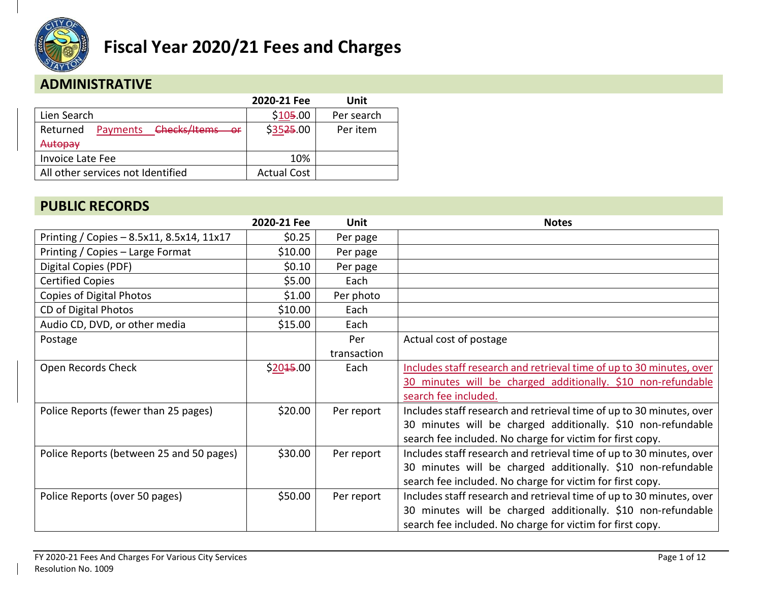# Fiscal Year 2020/21 Fees and Charges

## ADMINISTRATIVE

| | 2020-21 Fee | Unit |
|---|---|---|
| Lien Search | $10~~5~~.00 | Per search |
| Returned Payments ~~Checks/Items or Autopay~~ | $35~~25~~.00 | Per item |
| Invoice Late Fee | 10% | |
| All other services not Identified | Actual Cost | |

## PUBLIC RECORDS

| | 2020-21 Fee | Unit | Notes |
|---|---|---|---|
| Printing / Copies – 8.5x11, 8.5x14, 11x17 | $0.25 | Per page | |
| Printing / Copies – Large Format | $10.00 | Per page | |
| Digital Copies (PDF) | $0.10 | Per page | |
| Certified Copies | $5.00 | Each | |
| Copies of Digital Photos | $1.00 | Per photo | |
| CD of Digital Photos | $10.00 | Each | |
| Audio CD, DVD, or other media | $15.00 | Each | |
| Postage | | Per transaction | Actual cost of postage |
| Open Records Check | $20~~15~~.00 | Each | Includes staff research and retrieval time of up to 30 minutes, over 30 minutes will be charged additionally. $10 non-refundable search fee included. |
| Police Reports (fewer than 25 pages) | $20.00 | Per report | Includes staff research and retrieval time of up to 30 minutes, over 30 minutes will be charged additionally. $10 non-refundable search fee included. No charge for victim for first copy. |
| Police Reports (between 25 and 50 pages) | $30.00 | Per report | Includes staff research and retrieval time of up to 30 minutes, over 30 minutes will be charged additionally. $10 non-refundable search fee included. No charge for victim for first copy. |
| Police Reports (over 50 pages) | $50.00 | Per report | Includes staff research and retrieval time of up to 30 minutes, over 30 minutes will be charged additionally. $10 non-refundable search fee included. No charge for victim for first copy. |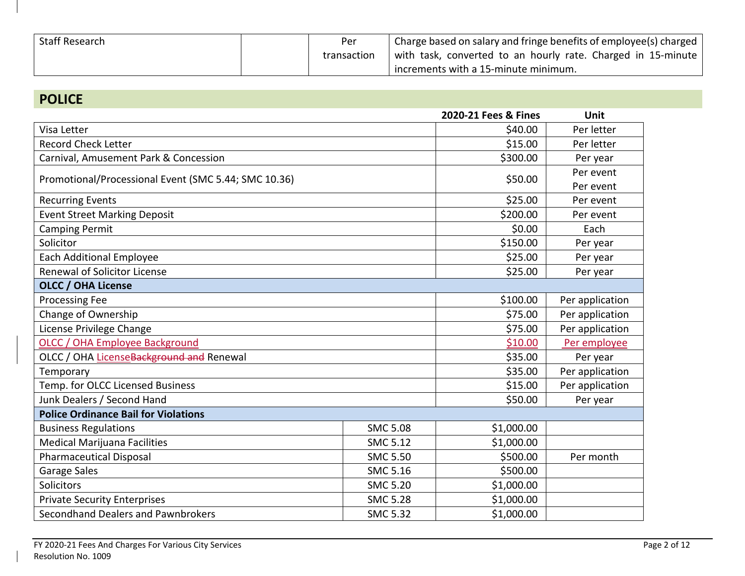| Staff Research | | Per transaction | Charge based on salary and fringe benefits of employee(s) charged with task, converted to an hourly rate. Charged in 15-minute increments with a 15-minute minimum. |
|---|---|---|---|

## POLICE

| | | 2020-21 Fees & Fines | Unit |
|---|---|---|---|
| Visa Letter | | $40.00 | Per letter |
| Record Check Letter | | $15.00 | Per letter |
| Carnival, Amusement Park & Concession | | $300.00 | Per year |
| Promotional/Processional Event (SMC 5.44; SMC 10.36) | | $50.00 | Per event Per event |
| Recurring Events | | $25.00 | Per event |
| Event Street Marking Deposit | | $200.00 | Per event |
| Camping Permit | | $0.00 | Each |
| Solicitor | | $150.00 | Per year |
| Each Additional Employee | | $25.00 | Per year |
| Renewal of Solicitor License | | $25.00 | Per year |
| **OLCC / OHA License** | | | |
| Processing Fee | | $100.00 | Per application |
| Change of Ownership | | $75.00 | Per application |
| License Privilege Change | | $75.00 | Per application |
| OLCC / OHA Employee Background | | $10.00 | Per employee |
| OLCC / OHA License~~Background and~~ Renewal | | $35.00 | Per year |
| Temporary | | $35.00 | Per application |
| Temp. for OLCC Licensed Business | | $15.00 | Per application |
| Junk Dealers / Second Hand | | $50.00 | Per year |
| **Police Ordinance Bail for Violations** | | | |
| Business Regulations | SMC 5.08 | $1,000.00 | |
| Medical Marijuana Facilities | SMC 5.12 | $1,000.00 | |
| Pharmaceutical Disposal | SMC 5.50 | $500.00 | Per month |
| Garage Sales | SMC 5.16 | $500.00 | |
| Solicitors | SMC 5.20 | $1,000.00 | |
| Private Security Enterprises | SMC 5.28 | $1,000.00 | |
| Secondhand Dealers and Pawnbrokers | SMC 5.32 | $1,000.00 | |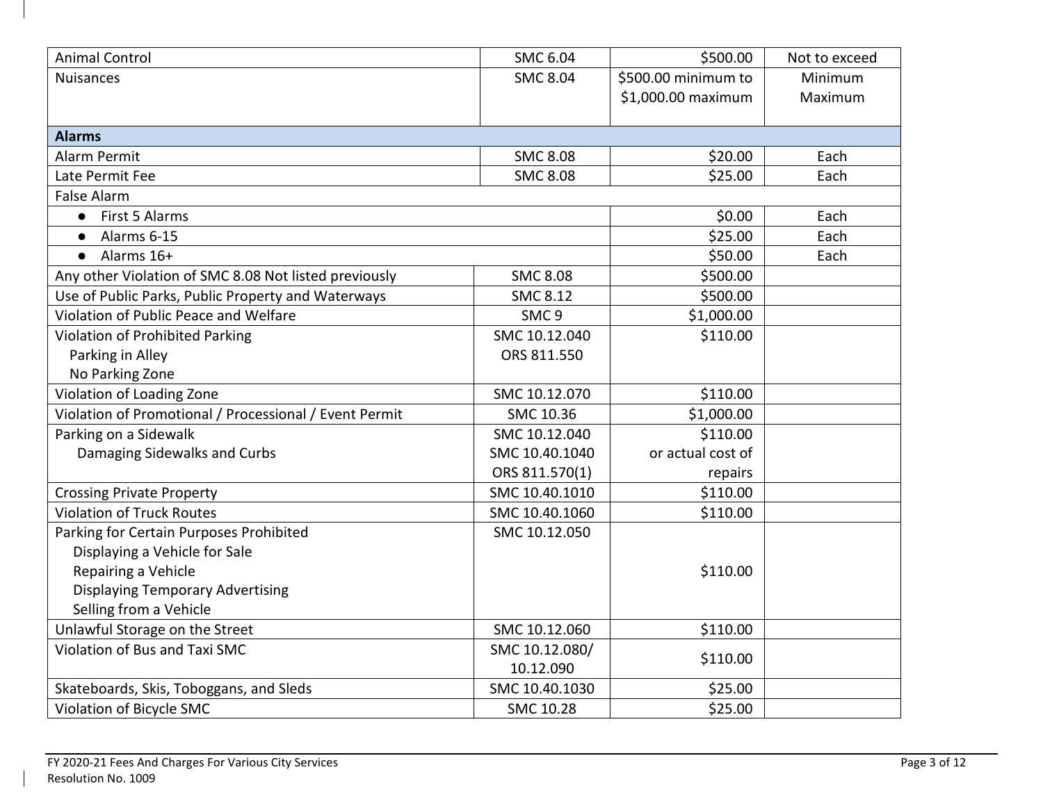| Animal Control | SMC 6.04 | $500.00 | Not to exceed |
|---|---|---|---|
| Nuisances | SMC 8.04 | $500.00 minimum to<br>$1,000.00 maximum | Minimum<br>Maximum |
| **Alarms** | | | |
| Alarm Permit | SMC 8.08 | $20.00 | Each |
| Late Permit Fee | SMC 8.08 | $25.00 | Each |
| False Alarm | | | |
| ● First 5 Alarms | | $0.00 | Each |
| ● Alarms 6-15 | | $25.00 | Each |
| ● Alarms 16+ | | $50.00 | Each |
| Any other Violation of SMC 8.08 Not listed previously | SMC 8.08 | $500.00 | |
| Use of Public Parks, Public Property and Waterways | SMC 8.12 | $500.00 | |
| Violation of Public Peace and Welfare | SMC 9 | $1,000.00 | |
| Violation of Prohibited Parking<br>Parking in Alley<br>No Parking Zone | SMC 10.12.040<br>ORS 811.550 | $110.00 | |
| Violation of Loading Zone | SMC 10.12.070 | $110.00 | |
| Violation of Promotional / Processional / Event Permit | SMC 10.36 | $1,000.00 | |
| Parking on a Sidewalk<br>Damaging Sidewalks and Curbs | SMC 10.12.040<br>SMC 10.40.1040<br>ORS 811.570(1) | $110.00<br>or actual cost of<br>repairs | |
| Crossing Private Property | SMC 10.40.1010 | $110.00 | |
| Violation of Truck Routes | SMC 10.40.1060 | $110.00 | |
| Parking for Certain Purposes Prohibited<br>Displaying a Vehicle for Sale<br>Repairing a Vehicle<br>Displaying Temporary Advertising<br>Selling from a Vehicle | SMC 10.12.050 | $110.00 | |
| Unlawful Storage on the Street | SMC 10.12.060 | $110.00 | |
| Violation of Bus and Taxi SMC | SMC 10.12.080/<br>10.12.090 | $110.00 | |
| Skateboards, Skis, Toboggans, and Sleds | SMC 10.40.1030 | $25.00 | |
| Violation of Bicycle SMC | SMC 10.28 | $25.00 | |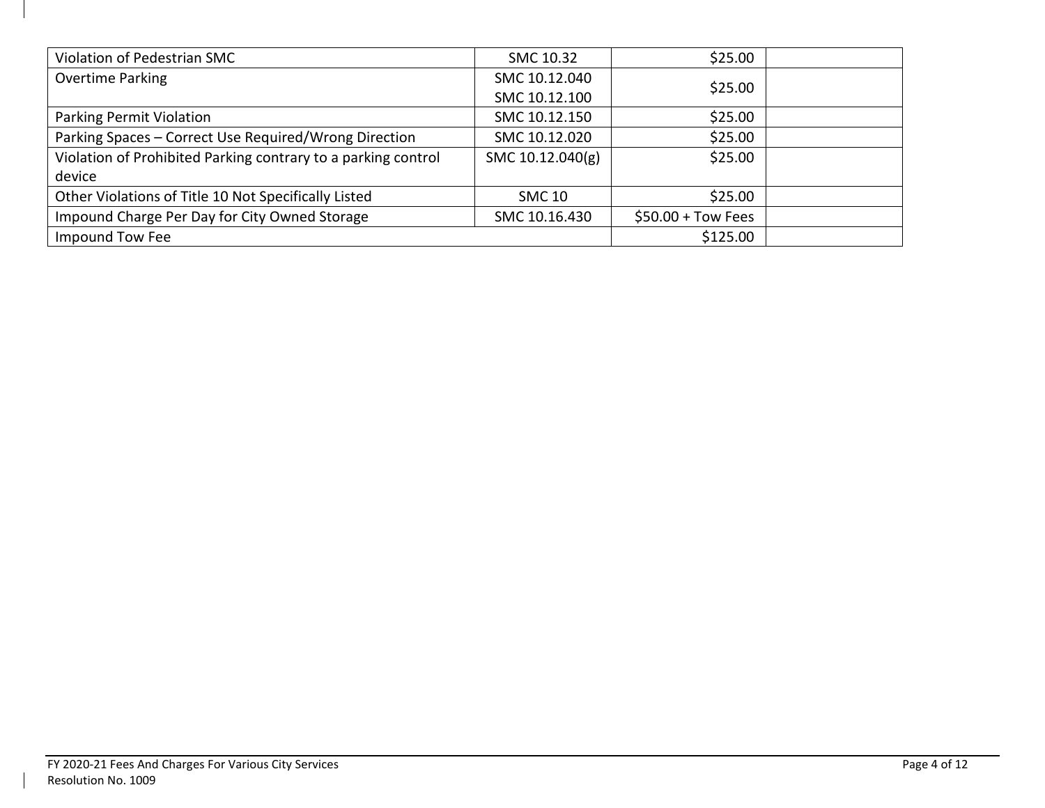| | | | |
|---|---|---|---|
| Violation of Pedestrian SMC | SMC 10.32 | $25.00 | |
| Overtime Parking | SMC 10.12.040<br>SMC 10.12.100 | $25.00 | |
| Parking Permit Violation | SMC 10.12.150 | $25.00 | |
| Parking Spaces – Correct Use Required/Wrong Direction | SMC 10.12.020 | $25.00 | |
| Violation of Prohibited Parking contrary to a parking control device | SMC 10.12.040(g) | $25.00 | |
| Other Violations of Title 10 Not Specifically Listed | SMC 10 | $25.00 | |
| Impound Charge Per Day for City Owned Storage | SMC 10.16.430 | $50.00 + Tow Fees | |
| Impound Tow Fee | | $125.00 | |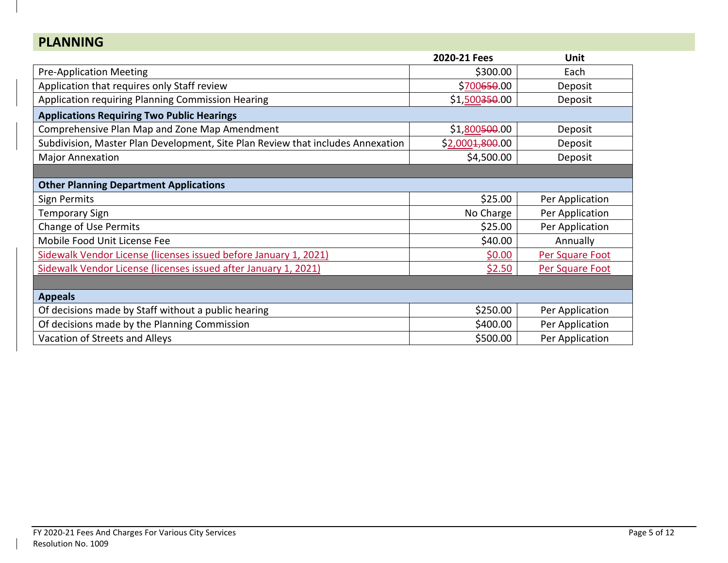## PLANNING

| | 2020-21 Fees | Unit |
|---|---|---|
| Pre-Application Meeting | $300.00 | Each |
| Application that requires only Staff review | $700~~650~~.00 | Deposit |
| Application requiring Planning Commission Hearing | $1,500~~350~~.00 | Deposit |
| **Applications Requiring Two Public Hearings** | | |
| Comprehensive Plan Map and Zone Map Amendment | $1,800~~500~~.00 | Deposit |
| Subdivision, Master Plan Development, Site Plan Review that includes Annexation | $2,000~~1,800~~.00 | Deposit |
| Major Annexation | $4,500.00 | Deposit |
| | | |
| **Other Planning Department Applications** | | |
| Sign Permits | $25.00 | Per Application |
| Temporary Sign | No Charge | Per Application |
| Change of Use Permits | $25.00 | Per Application |
| Mobile Food Unit License Fee | $40.00 | Annually |
| Sidewalk Vendor License (licenses issued before January 1, 2021) | $0.00 | Per Square Foot |
| Sidewalk Vendor License (licenses issued after January 1, 2021) | $2.50 | Per Square Foot |
| | | |
| **Appeals** | | |
| Of decisions made by Staff without a public hearing | $250.00 | Per Application |
| Of decisions made by the Planning Commission | $400.00 | Per Application |
| Vacation of Streets and Alleys | $500.00 | Per Application |

FY 2020-21 Fees And Charges For Various City Services
Resolution No. 1009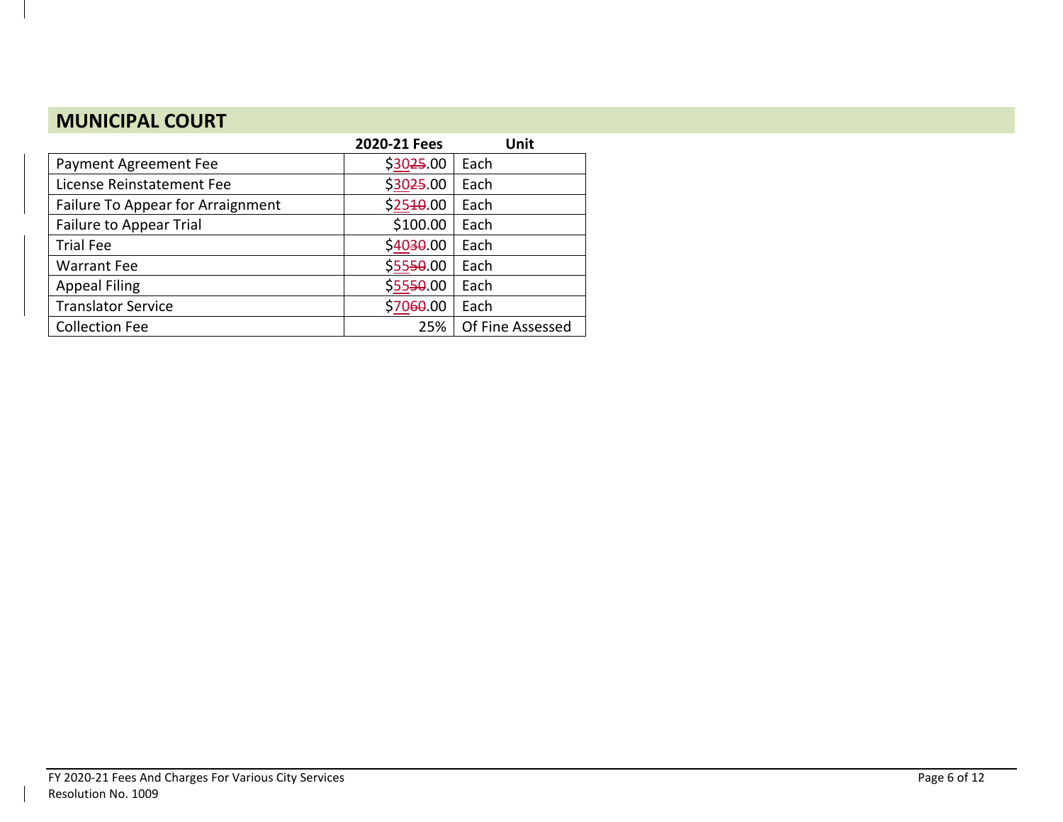## MUNICIPAL COURT

| | 2020-21 Fees | Unit |
|---|---|---|
| Payment Agreement Fee | $30~~25~~.00 | Each |
| License Reinstatement Fee | $30~~25~~.00 | Each |
| Failure To Appear for Arraignment | $25~~10~~.00 | Each |
| Failure to Appear Trial | $100.00 | Each |
| Trial Fee | $40~~30~~.00 | Each |
| Warrant Fee | $55~~50~~.00 | Each |
| Appeal Filing | $55~~50~~.00 | Each |
| Translator Service | $70~~60~~.00 | Each |
| Collection Fee | 25% | Of Fine Assessed |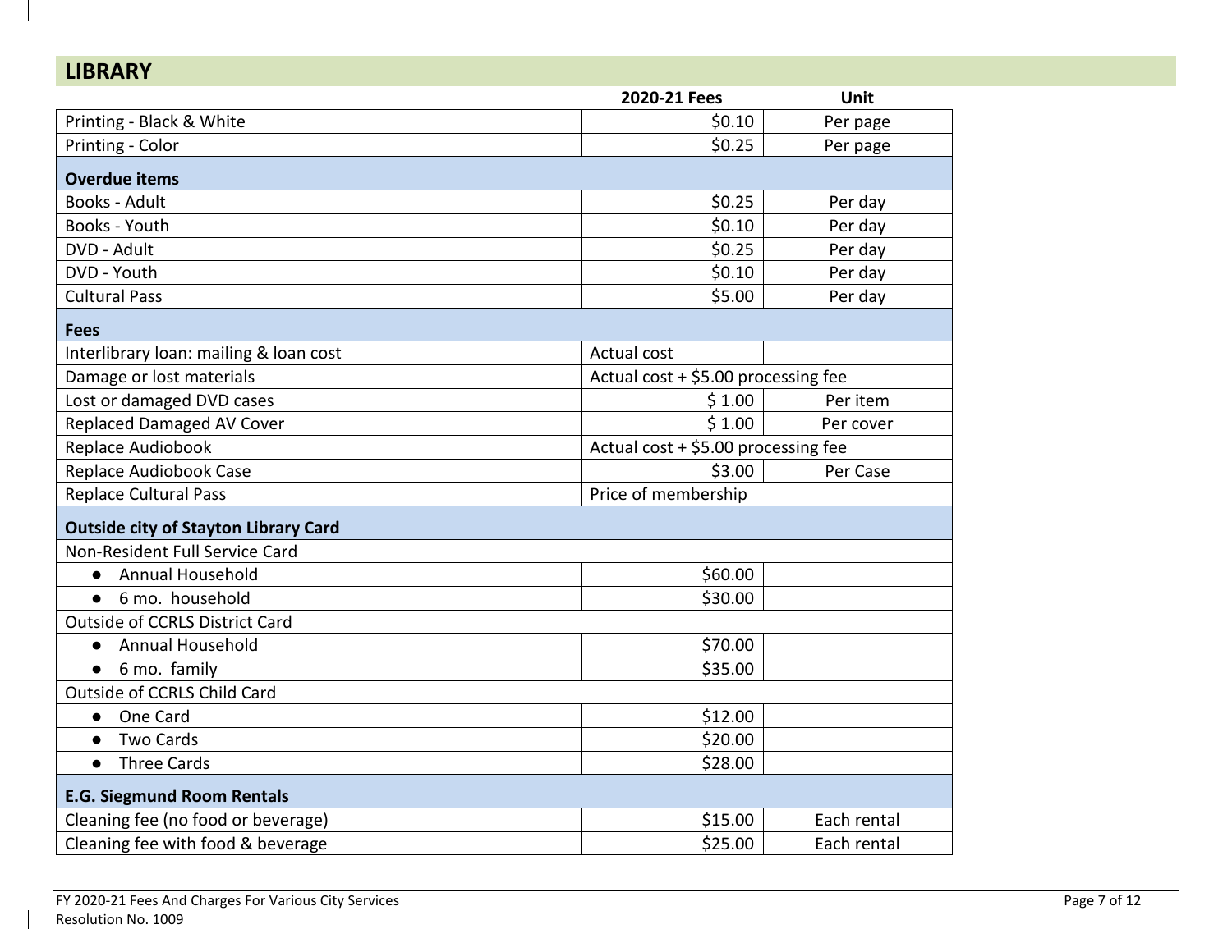## LIBRARY

| | 2020-21 Fees | Unit |
|---|---|---|
| Printing - Black & White | $0.10 | Per page |
| Printing - Color | $0.25 | Per page |
| **Overdue items** | | |
| Books - Adult | $0.25 | Per day |
| Books - Youth | $0.10 | Per day |
| DVD - Adult | $0.25 | Per day |
| DVD - Youth | $0.10 | Per day |
| Cultural Pass | $5.00 | Per day |
| **Fees** | | |
| Interlibrary loan: mailing & loan cost | Actual cost | |
| Damage or lost materials | Actual cost + $5.00 processing fee | |
| Lost or damaged DVD cases | $ 1.00 | Per item |
| Replaced Damaged AV Cover | $ 1.00 | Per cover |
| Replace Audiobook | Actual cost + $5.00 processing fee | |
| Replace Audiobook Case | $3.00 | Per Case |
| Replace Cultural Pass | Price of membership | |
| **Outside city of Stayton Library Card** | | |
| Non-Resident Full Service Card | | |
| ● Annual Household | $60.00 | |
| ● 6 mo. household | $30.00 | |
| Outside of CCRLS District Card | | |
| ● Annual Household | $70.00 | |
| ● 6 mo. family | $35.00 | |
| Outside of CCRLS Child Card | | |
| ● One Card | $12.00 | |
| ● Two Cards | $20.00 | |
| ● Three Cards | $28.00 | |
| **E.G. Siegmund Room Rentals** | | |
| Cleaning fee (no food or beverage) | $15.00 | Each rental |
| Cleaning fee with food & beverage | $25.00 | Each rental |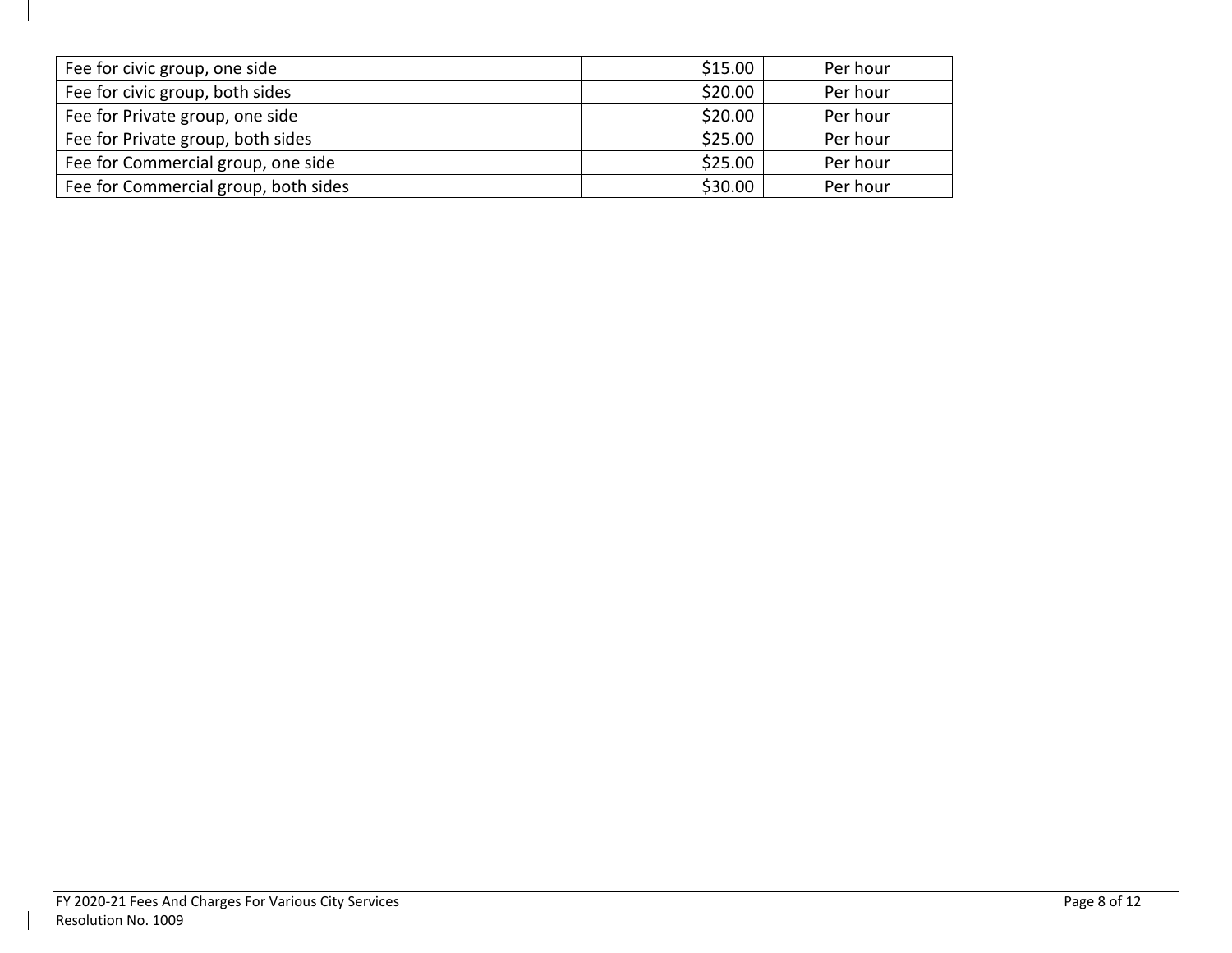| Fee for civic group, one side | $15.00 | Per hour |
| --- | --- | --- |
| Fee for civic group, both sides | $20.00 | Per hour |
| Fee for Private group, one side | $20.00 | Per hour |
| Fee for Private group, both sides | $25.00 | Per hour |
| Fee for Commercial group, one side | $25.00 | Per hour |
| Fee for Commercial group, both sides | $30.00 | Per hour |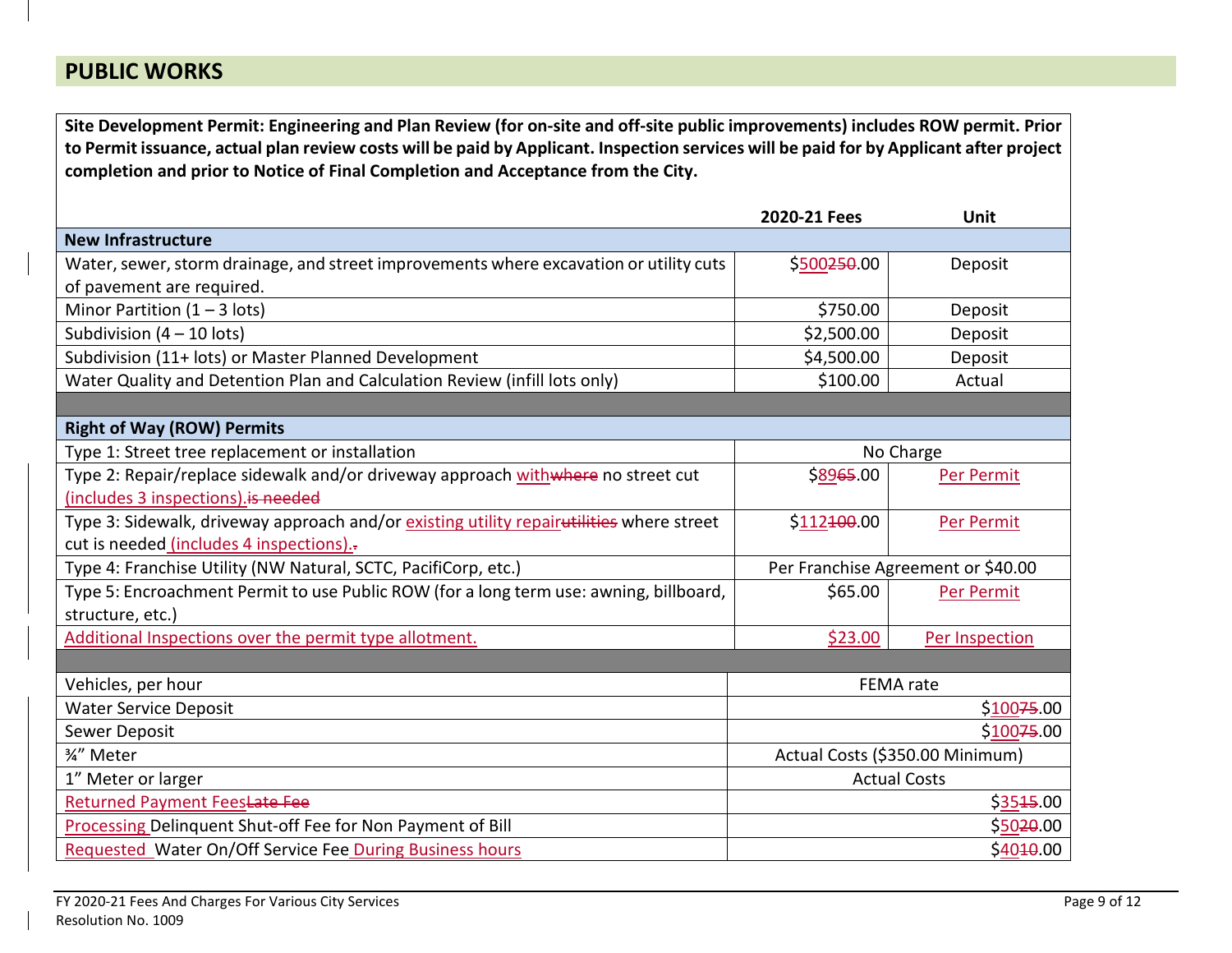# PUBLIC WORKS

**Site Development Permit: Engineering and Plan Review (for on-site and off-site public improvements) includes ROW permit. Prior to Permit issuance, actual plan review costs will be paid by Applicant. Inspection services will be paid for by Applicant after project completion and prior to Notice of Final Completion and Acceptance from the City.**

| | 2020-21 Fees | Unit |
|---|---|---|
| **New Infrastructure** | | |
| Water, sewer, storm drainage, and street improvements where excavation or utility cuts of pavement are required. | $500~~250~~.00 | Deposit |
| Minor Partition (1 – 3 lots) | $750.00 | Deposit |
| Subdivision (4 – 10 lots) | $2,500.00 | Deposit |
| Subdivision (11+ lots) or Master Planned Development | $4,500.00 | Deposit |
| Water Quality and Detention Plan and Calculation Review (infill lots only) | $100.00 | Actual |
| | | |
| **Right of Way (ROW) Permits** | | |
| Type 1: Street tree replacement or installation | No Charge | |
| Type 2: Repair/replace sidewalk and/or driveway approach with~~where~~ no street cut (includes 3 inspections).~~is needed~~ | $89~~65~~.00 | Per Permit |
| Type 3: Sidewalk, driveway approach and/or existing utility repair~~utilities~~ where street cut is needed (includes 4 inspections).~~.~~ | $112~~100~~.00 | Per Permit |
| Type 4: Franchise Utility (NW Natural, SCTC, PacifiCorp, etc.) | Per Franchise Agreement or $40.00 | |
| Type 5: Encroachment Permit to use Public ROW (for a long term use: awning, billboard, structure, etc.) | $65.00 | Per Permit |
| Additional Inspections over the permit type allotment. | $23.00 | Per Inspection |
| | | |
| Vehicles, per hour | FEMA rate | |
| Water Service Deposit | $100~~75~~.00 | |
| Sewer Deposit | $100~~75~~.00 | |
| ¾" Meter | Actual Costs ($350.00 Minimum) | |
| 1" Meter or larger | Actual Costs | |
| Returned Payment Fees~~Late Fee~~ | $35~~15~~.00 | |
| Processing Delinquent Shut-off Fee for Non Payment of Bill | $50~~20~~.00 | |
| Requested Water On/Off Service Fee During Business hours | $40~~10~~.00 | |

FY 2020-21 Fees And Charges For Various City Services
Resolution No. 1009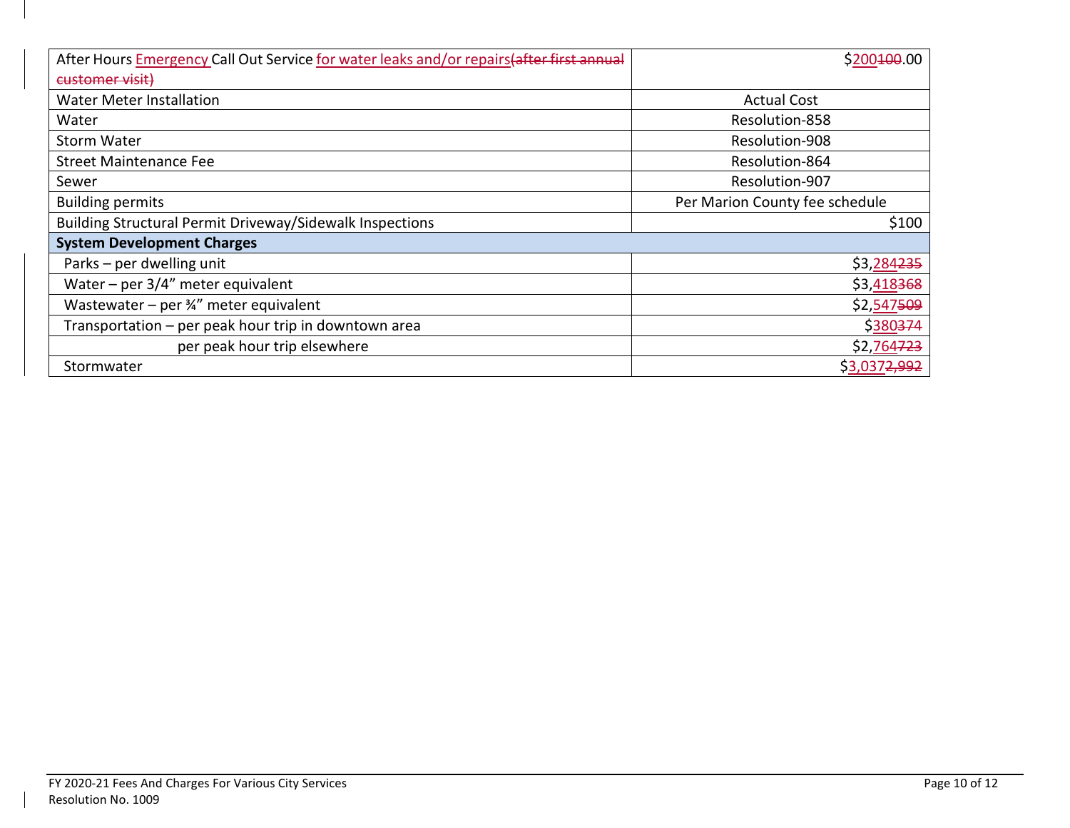| | |
|---|---|
| After Hours Emergency Call Out Service for water leaks and/or repairs~~(after first annual customer visit)~~ | $200~~100~~.00 |
| Water Meter Installation | Actual Cost |
| Water | Resolution-858 |
| Storm Water | Resolution-908 |
| Street Maintenance Fee | Resolution-864 |
| Sewer | Resolution-907 |
| Building permits | Per Marion County fee schedule |
| Building Structural Permit Driveway/Sidewalk Inspections | $100 |
| **System Development Charges** | |
| Parks – per dwelling unit | $3,284~~235~~ |
| Water – per 3/4" meter equivalent | $3,418~~368~~ |
| Wastewater – per ¾" meter equivalent | $2,547~~509~~ |
| Transportation – per peak hour trip in downtown area | $380~~374~~ |
| per peak hour trip elsewhere | $2,764~~723~~ |
| Stormwater | $3,037~~2,992~~ |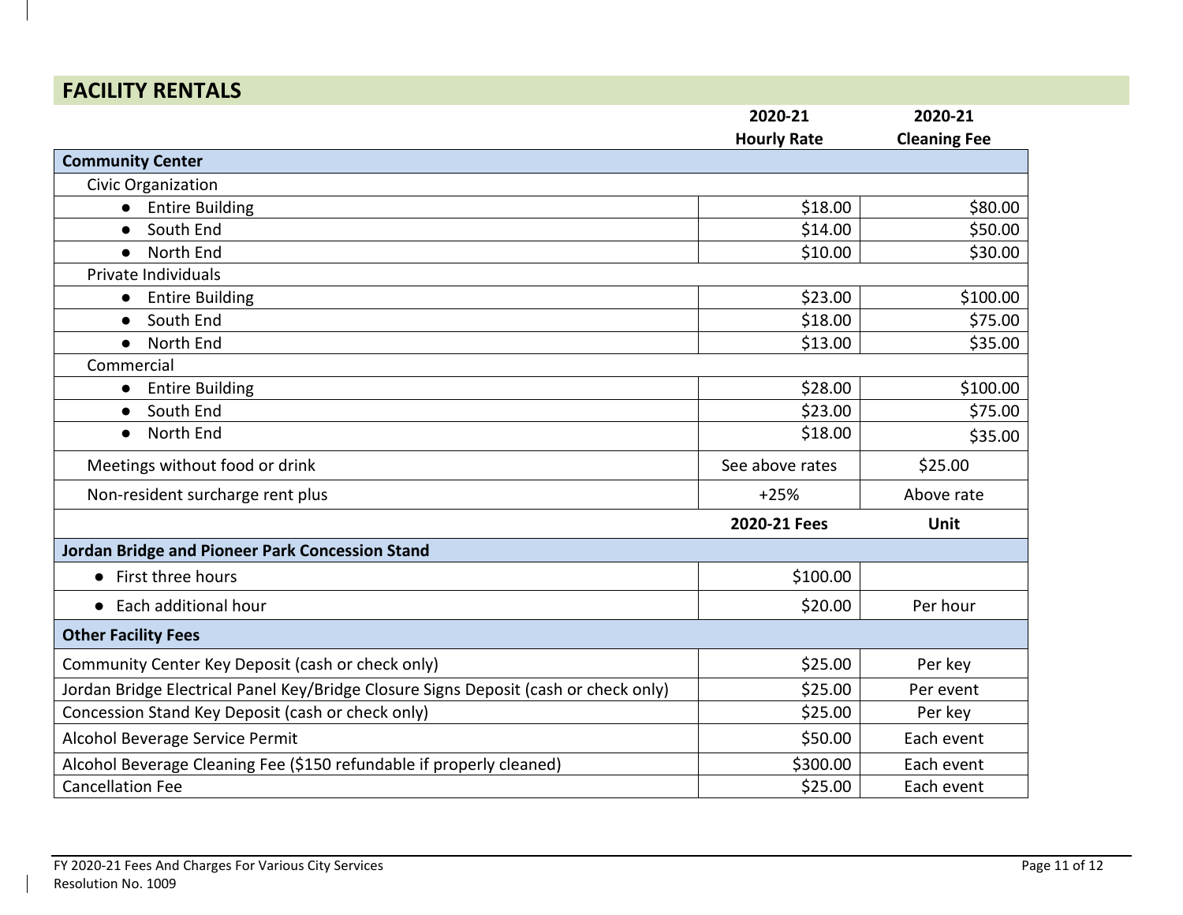## FACILITY RENTALS

| | 2020-21 Hourly Rate | 2020-21 Cleaning Fee |
|---|---|---|
| **Community Center** | | |
| Civic Organization | | |
| • Entire Building | $18.00 | $80.00 |
| • South End | $14.00 | $50.00 |
| • North End | $10.00 | $30.00 |
| Private Individuals | | |
| • Entire Building | $23.00 | $100.00 |
| • South End | $18.00 | $75.00 |
| • North End | $13.00 | $35.00 |
| Commercial | | |
| • Entire Building | $28.00 | $100.00 |
| • South End | $23.00 | $75.00 |
| • North End | $18.00 | $35.00 |
| Meetings without food or drink | See above rates | $25.00 |
| Non-resident surcharge rent plus | +25% | Above rate |
| | **2020-21 Fees** | **Unit** |
| **Jordan Bridge and Pioneer Park Concession Stand** | | |
| • First three hours | $100.00 | |
| • Each additional hour | $20.00 | Per hour |
| **Other Facility Fees** | | |
| Community Center Key Deposit (cash or check only) | $25.00 | Per key |
| Jordan Bridge Electrical Panel Key/Bridge Closure Signs Deposit (cash or check only) | $25.00 | Per event |
| Concession Stand Key Deposit (cash or check only) | $25.00 | Per key |
| Alcohol Beverage Service Permit | $50.00 | Each event |
| Alcohol Beverage Cleaning Fee ($150 refundable if properly cleaned) | $300.00 | Each event |
| Cancellation Fee | $25.00 | Each event |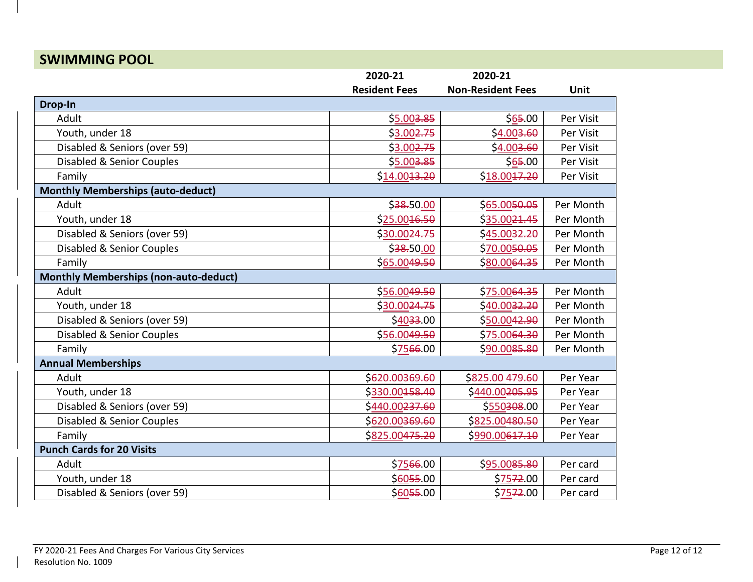## SWIMMING POOL

| | 2020-21 Resident Fees | 2020-21 Non-Resident Fees | Unit |
|---|---|---|---|
| **Drop-In** | | | |
| Adult | $5.00~~3.85~~ | $6~~5~~.00 | Per Visit |
| Youth, under 18 | $3.00~~2.75~~ | $4.00~~3.60~~ | Per Visit |
| Disabled & Seniors (over 59) | $3.00~~2.75~~ | $4.00~~3.60~~ | Per Visit |
| Disabled & Senior Couples | $5.00~~3.85~~ | $6~~5~~.00 | Per Visit |
| Family | $14.00~~13.20~~ | $18.00~~17.20~~ | Per Visit |
| **Monthly Memberships (auto-deduct)** | | | |
| Adult | $~~38.~~50.00 | $65.00~~50.05~~ | Per Month |
| Youth, under 18 | $25.00~~16.50~~ | $35.00~~21.45~~ | Per Month |
| Disabled & Seniors (over 59) | $30.00~~24.75~~ | $45.00~~32.20~~ | Per Month |
| Disabled & Senior Couples | $~~38.~~50.00 | $70.00~~50.05~~ | Per Month |
| Family | $65.00~~49.50~~ | $80.00~~64.35~~ | Per Month |
| **Monthly Memberships (non-auto-deduct)** | | | |
| Adult | $56.00~~49.50~~ | $75.00~~64.35~~ | Per Month |
| Youth, under 18 | $30.00~~24.75~~ | $40.00~~32.20~~ | Per Month |
| Disabled & Seniors (over 59) | $40~~33~~.00 | $50.00~~42.90~~ | Per Month |
| Disabled & Senior Couples | $56.00~~49.50~~ | $75.00~~64.30~~ | Per Month |
| Family | $75~~66~~.00 | $90.00~~85.80~~ | Per Month |
| **Annual Memberships** | | | |
| Adult | $620.00~~369.60~~ | $825.00 ~~479.60~~ | Per Year |
| Youth, under 18 | $330.00~~158.40~~ | $440.00~~205.95~~ | Per Year |
| Disabled & Seniors (over 59) | $440.00~~237.60~~ | $550~~308~~.00 | Per Year |
| Disabled & Senior Couples | $620.00~~369.60~~ | $825.00~~480.50~~ | Per Year |
| Family | $825.00~~475.20~~ | $990.00~~617.10~~ | Per Year |
| **Punch Cards for 20 Visits** | | | |
| Adult | $75~~66~~.00 | $95.00~~85.80~~ | Per card |
| Youth, under 18 | $60~~55~~.00 | $75~~72~~.00 | Per card |
| Disabled & Seniors (over 59) | $60~~55~~.00 | $75~~72~~.00 | Per card |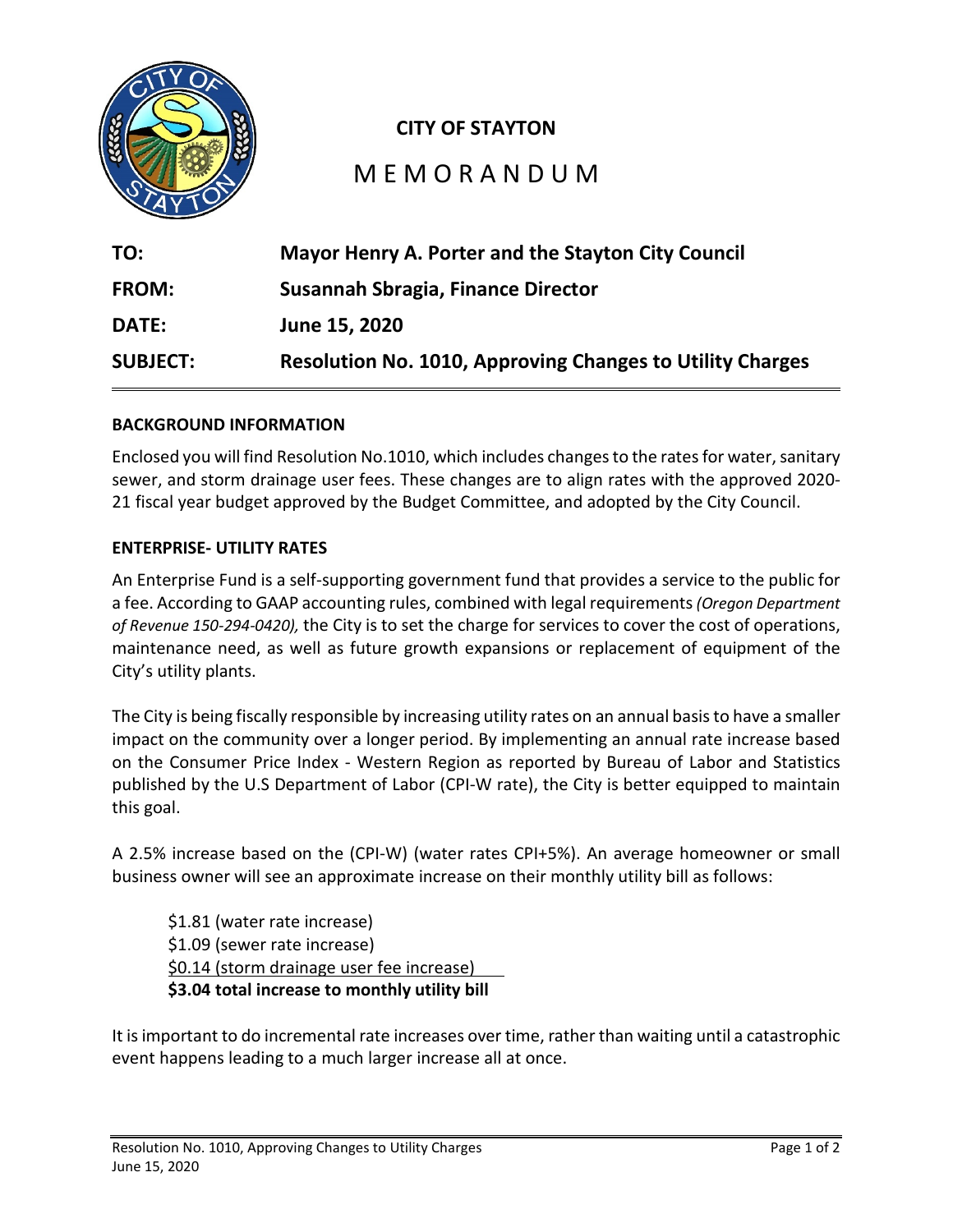**CITY OF STAYTON**

# MEMORANDUM

| | |
|---|---|
| **TO:** | **Mayor Henry A. Porter and the Stayton City Council** |
| **FROM:** | **Susannah Sbragia, Finance Director** |
| **DATE:** | **June 15, 2020** |
| **SUBJECT:** | **Resolution No. 1010, Approving Changes to Utility Charges** |

## BACKGROUND INFORMATION

Enclosed you will find Resolution No.1010, which includes changes to the rates for water, sanitary sewer, and storm drainage user fees. These changes are to align rates with the approved 2020-21 fiscal year budget approved by the Budget Committee, and adopted by the City Council.

## ENTERPRISE- UTILITY RATES

An Enterprise Fund is a self-supporting government fund that provides a service to the public for a fee. According to GAAP accounting rules, combined with legal requirements *(Oregon Department of Revenue 150-294-0420),* the City is to set the charge for services to cover the cost of operations, maintenance need, as well as future growth expansions or replacement of equipment of the City's utility plants.

The City is being fiscally responsible by increasing utility rates on an annual basis to have a smaller impact on the community over a longer period. By implementing an annual rate increase based on the Consumer Price Index - Western Region as reported by Bureau of Labor and Statistics published by the U.S Department of Labor (CPI-W rate), the City is better equipped to maintain this goal.

A 2.5% increase based on the (CPI-W) (water rates CPI+5%). An average homeowner or small business owner will see an approximate increase on their monthly utility bill as follows:

$1.81 (water rate increase)
$1.09 (sewer rate increase)
$0.14 (storm drainage user fee increase)
**$3.04 total increase to monthly utility bill**

It is important to do incremental rate increases over time, rather than waiting until a catastrophic event happens leading to a much larger increase all at once.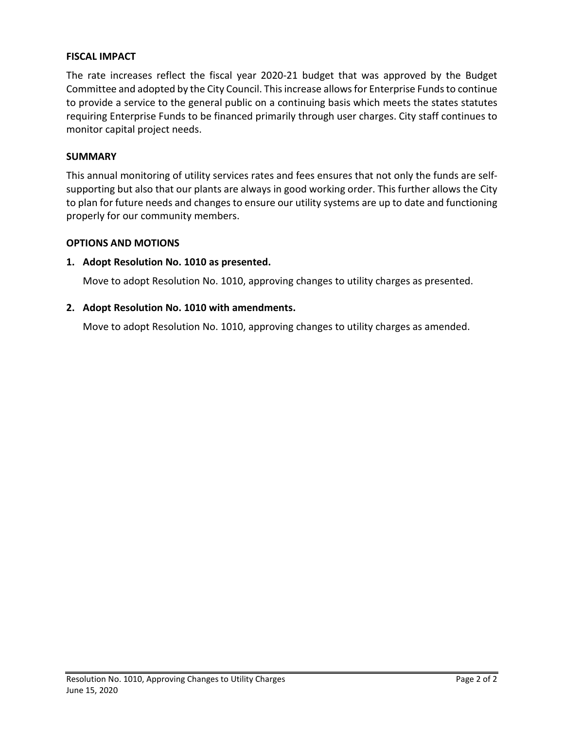**FISCAL IMPACT**

The rate increases reflect the fiscal year 2020-21 budget that was approved by the Budget Committee and adopted by the City Council. This increase allows for Enterprise Funds to continue to provide a service to the general public on a continuing basis which meets the states statutes requiring Enterprise Funds to be financed primarily through user charges. City staff continues to monitor capital project needs.

**SUMMARY**

This annual monitoring of utility services rates and fees ensures that not only the funds are self-supporting but also that our plants are always in good working order. This further allows the City to plan for future needs and changes to ensure our utility systems are up to date and functioning properly for our community members.

**OPTIONS AND MOTIONS**

1. **Adopt Resolution No. 1010 as presented.**

   Move to adopt Resolution No. 1010, approving changes to utility charges as presented.

2. **Adopt Resolution No. 1010 with amendments.**

   Move to adopt Resolution No. 1010, approving changes to utility charges as amended.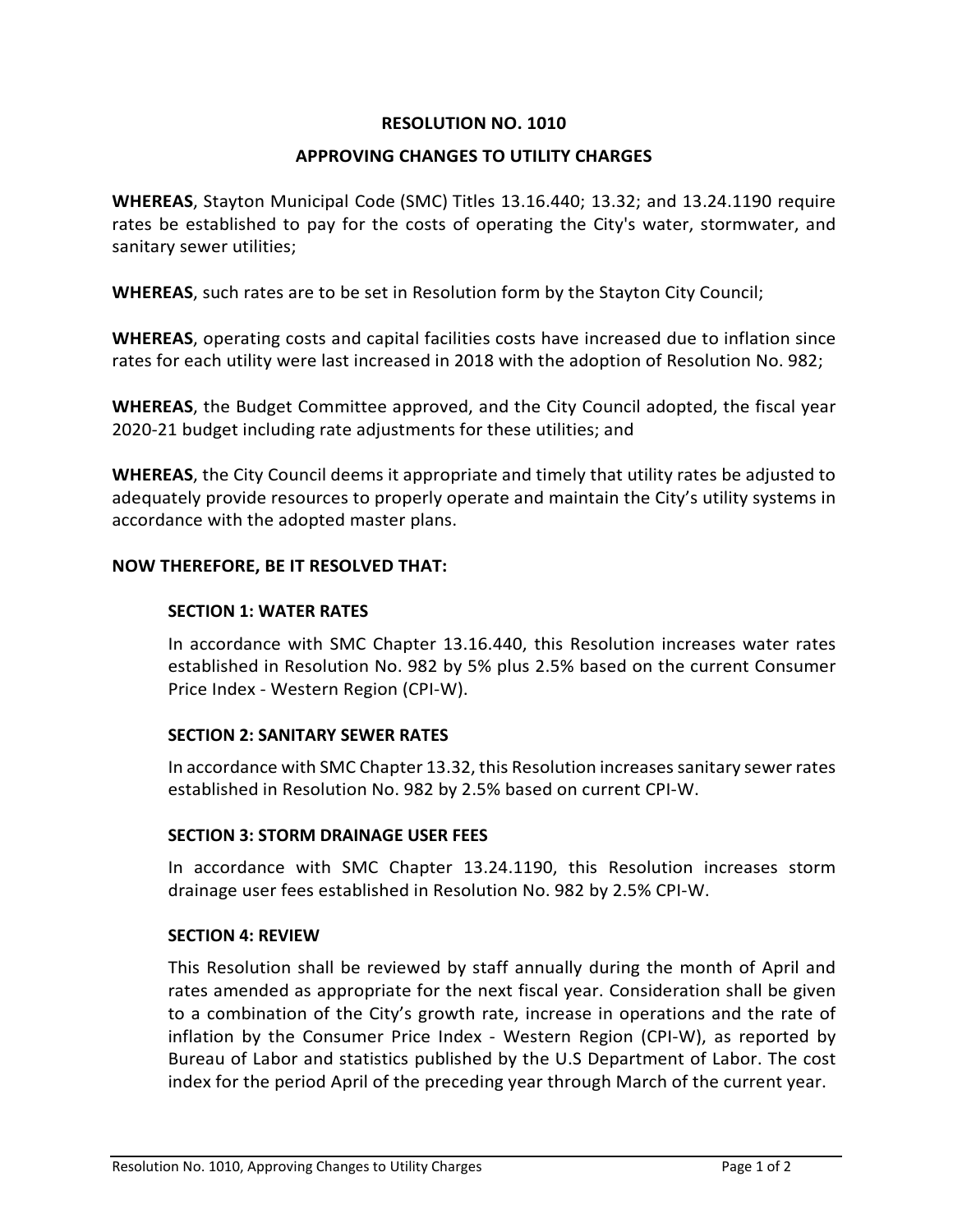# RESOLUTION NO. 1010

## APPROVING CHANGES TO UTILITY CHARGES

**WHEREAS**, Stayton Municipal Code (SMC) Titles 13.16.440; 13.32; and 13.24.1190 require rates be established to pay for the costs of operating the City's water, stormwater, and sanitary sewer utilities;

**WHEREAS**, such rates are to be set in Resolution form by the Stayton City Council;

**WHEREAS**, operating costs and capital facilities costs have increased due to inflation since rates for each utility were last increased in 2018 with the adoption of Resolution No. 982;

**WHEREAS**, the Budget Committee approved, and the City Council adopted, the fiscal year 2020-21 budget including rate adjustments for these utilities; and

**WHEREAS**, the City Council deems it appropriate and timely that utility rates be adjusted to adequately provide resources to properly operate and maintain the City's utility systems in accordance with the adopted master plans.

**NOW THEREFORE, BE IT RESOLVED THAT:**

### SECTION 1: WATER RATES

In accordance with SMC Chapter 13.16.440, this Resolution increases water rates established in Resolution No. 982 by 5% plus 2.5% based on the current Consumer Price Index - Western Region (CPI-W).

### SECTION 2: SANITARY SEWER RATES

In accordance with SMC Chapter 13.32, this Resolution increases sanitary sewer rates established in Resolution No. 982 by 2.5% based on current CPI-W.

### SECTION 3: STORM DRAINAGE USER FEES

In accordance with SMC Chapter 13.24.1190, this Resolution increases storm drainage user fees established in Resolution No. 982 by 2.5% CPI-W.

### SECTION 4: REVIEW

This Resolution shall be reviewed by staff annually during the month of April and rates amended as appropriate for the next fiscal year. Consideration shall be given to a combination of the City's growth rate, increase in operations and the rate of inflation by the Consumer Price Index - Western Region (CPI-W), as reported by Bureau of Labor and statistics published by the U.S Department of Labor. The cost index for the period April of the preceding year through March of the current year.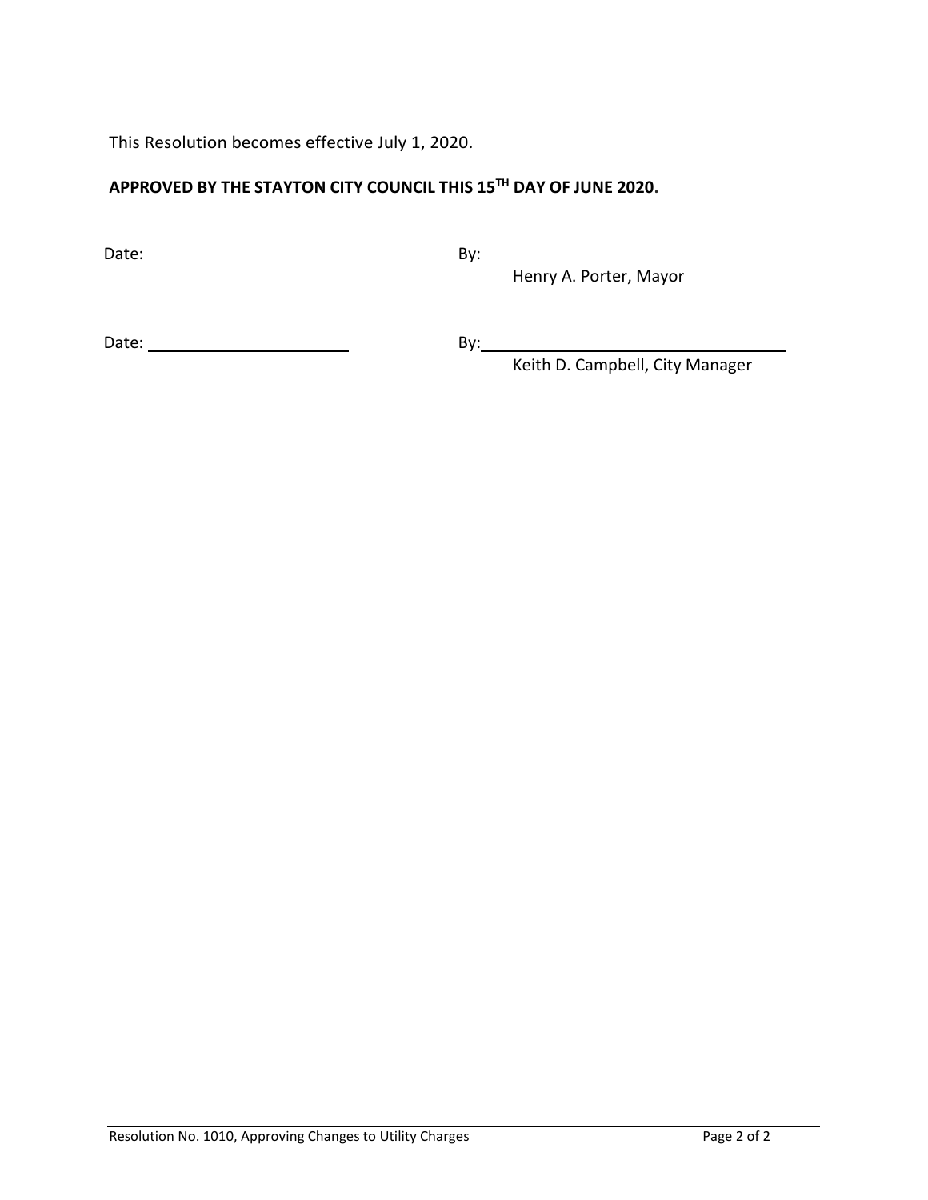This Resolution becomes effective July 1, 2020.

**APPROVED BY THE STAYTON CITY COUNCIL THIS 15[TH] DAY OF JUNE 2020.**

Date: ______________________ By: ________________________________

Henry A. Porter, Mayor

Date: ______________________ By: ________________________________

Keith D. Campbell, City Manager